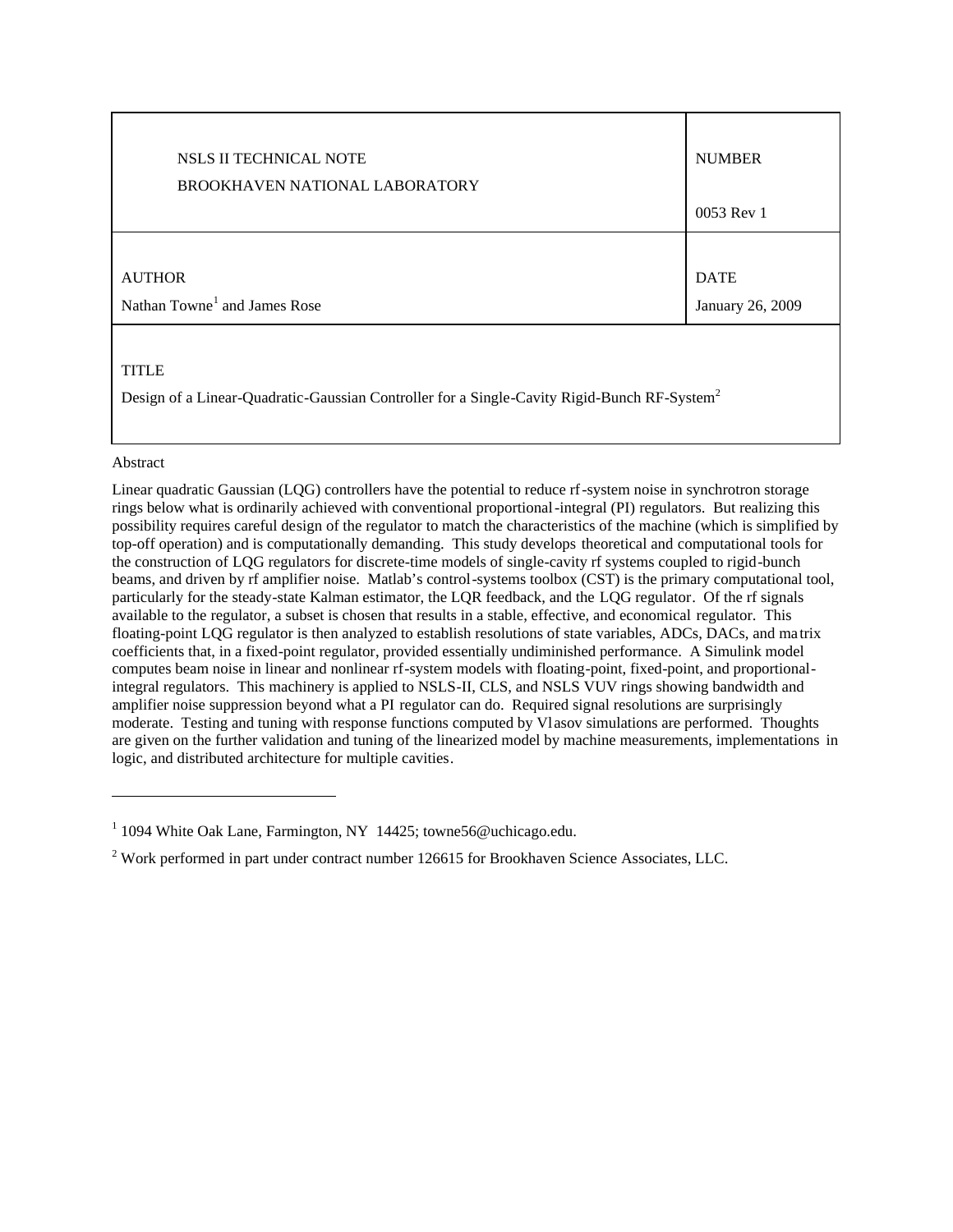| NSLS II TECHNICAL NOTE<br>BROOKHAVEN NATIONAL LABORATORY | NUMBER<br><br>0053 Rev 1 |
| --- | --- |
| AUTHOR<br>Nathan Towne[1] and James Rose | DATE<br>January 26, 2009 |
| TITLE<br>Design of a Linear-Quadratic-Gaussian Controller for a Single-Cavity Rigid-Bunch RF-System[2] | |

Abstract

Linear quadratic Gaussian (LQG) controllers have the potential to reduce rf-system noise in synchrotron storage rings below what is ordinarily achieved with conventional proportional-integral (PI) regulators. But realizing this possibility requires careful design of the regulator to match the characteristics of the machine (which is simplified by top-off operation) and is computationally demanding. This study develops theoretical and computational tools for the construction of LQG regulators for discrete-time models of single-cavity rf systems coupled to rigid-bunch beams, and driven by rf amplifier noise. Matlab's control-systems toolbox (CST) is the primary computational tool, particularly for the steady-state Kalman estimator, the LQR feedback, and the LQG regulator. Of the rf signals available to the regulator, a subset is chosen that results in a stable, effective, and economical regulator. This floating-point LQG regulator is then analyzed to establish resolutions of state variables, ADCs, DACs, and matrix coefficients that, in a fixed-point regulator, provided essentially undiminished performance. A Simulink model computes beam noise in linear and nonlinear rf-system models with floating-point, fixed-point, and proportional-integral regulators. This machinery is applied to NSLS-II, CLS, and NSLS VUV rings showing bandwidth and amplifier noise suppression beyond what a PI regulator can do. Required signal resolutions are surprisingly moderate. Testing and tuning with response functions computed by Vlasov simulations are performed. Thoughts are given on the further validation and tuning of the linearized model by machine measurements, implementations in logic, and distributed architecture for multiple cavities.

---

[1] 1094 White Oak Lane, Farmington, NY 14425; towne56@uchicago.edu.

[2] Work performed in part under contract number 126615 for Brookhaven Science Associates, LLC.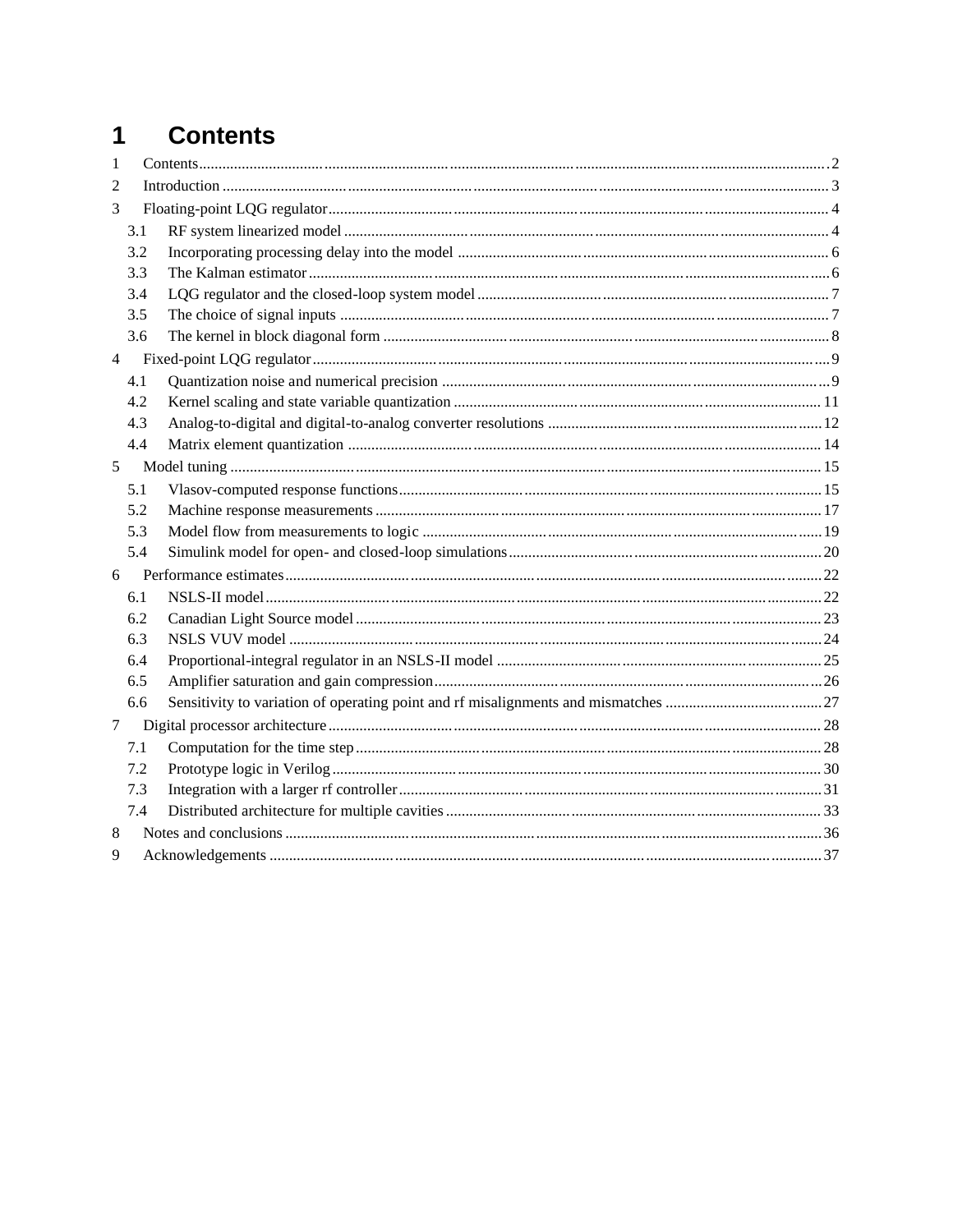# 1 Contents

1 Contents ..... 2
2 Introduction ..... 3
3 Floating-point LQG regulator ..... 4
  3.1 RF system linearized model ..... 4
  3.2 Incorporating processing delay into the model ..... 6
  3.3 The Kalman estimator ..... 6
  3.4 LQG regulator and the closed-loop system model ..... 7
  3.5 The choice of signal inputs ..... 7
  3.6 The kernel in block diagonal form ..... 8
4 Fixed-point LQG regulator ..... 9
  4.1 Quantization noise and numerical precision ..... 9
  4.2 Kernel scaling and state variable quantization ..... 11
  4.3 Analog-to-digital and digital-to-analog converter resolutions ..... 12
  4.4 Matrix element quantization ..... 14
5 Model tuning ..... 15
  5.1 Vlasov-computed response functions ..... 15
  5.2 Machine response measurements ..... 17
  5.3 Model flow from measurements to logic ..... 19
  5.4 Simulink model for open- and closed-loop simulations ..... 20
6 Performance estimates ..... 22
  6.1 NSLS-II model ..... 22
  6.2 Canadian Light Source model ..... 23
  6.3 NSLS VUV model ..... 24
  6.4 Proportional-integral regulator in an NSLS-II model ..... 25
  6.5 Amplifier saturation and gain compression ..... 26
  6.6 Sensitivity to variation of operating point and rf misalignments and mismatches ..... 27
7 Digital processor architecture ..... 28
  7.1 Computation for the time step ..... 28
  7.2 Prototype logic in Verilog ..... 30
  7.3 Integration with a larger rf controller ..... 31
  7.4 Distributed architecture for multiple cavities ..... 33
8 Notes and conclusions ..... 36
9 Acknowledgements ..... 37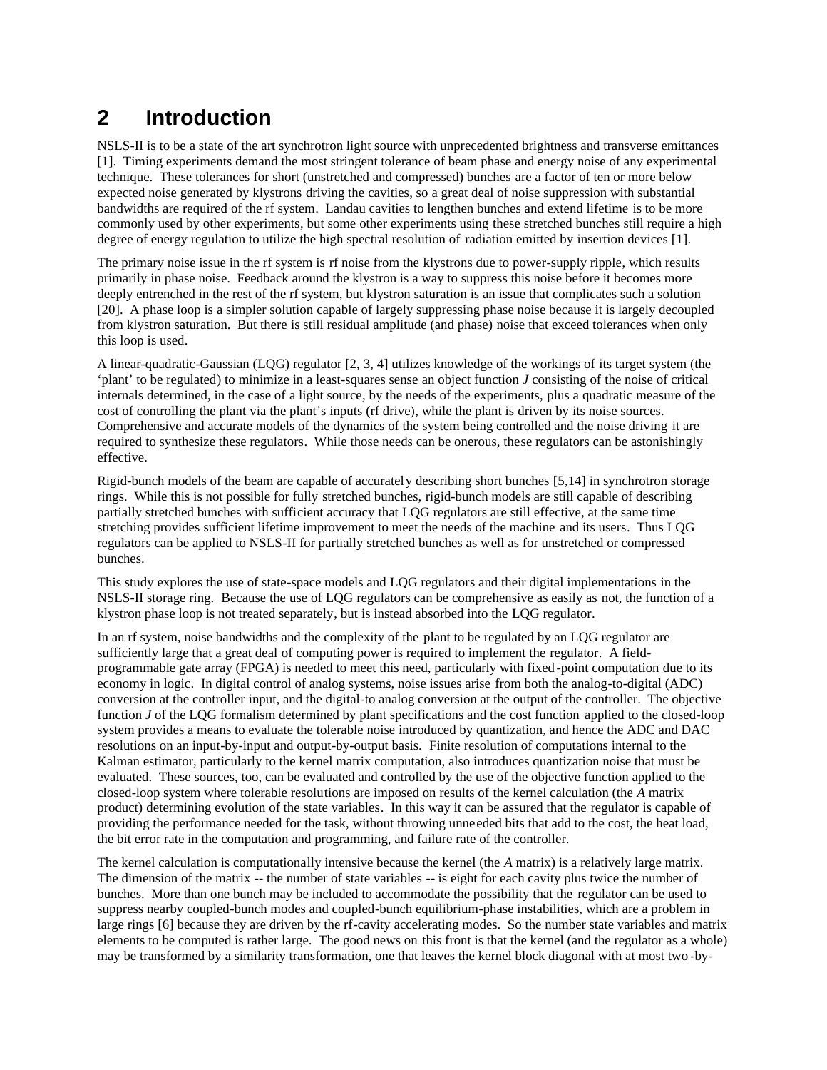# 2 Introduction

NSLS-II is to be a state of the art synchrotron light source with unprecedented brightness and transverse emittances [1]. Timing experiments demand the most stringent tolerance of beam phase and energy noise of any experimental technique. These tolerances for short (unstretched and compressed) bunches are a factor of ten or more below expected noise generated by klystrons driving the cavities, so a great deal of noise suppression with substantial bandwidths are required of the rf system. Landau cavities to lengthen bunches and extend lifetime is to be more commonly used by other experiments, but some other experiments using these stretched bunches still require a high degree of energy regulation to utilize the high spectral resolution of radiation emitted by insertion devices [1].

The primary noise issue in the rf system is rf noise from the klystrons due to power-supply ripple, which results primarily in phase noise. Feedback around the klystron is a way to suppress this noise before it becomes more deeply entrenched in the rest of the rf system, but klystron saturation is an issue that complicates such a solution [20]. A phase loop is a simpler solution capable of largely suppressing phase noise because it is largely decoupled from klystron saturation. But there is still residual amplitude (and phase) noise that exceed tolerances when only this loop is used.

A linear-quadratic-Gaussian (LQG) regulator [2, 3, 4] utilizes knowledge of the workings of its target system (the 'plant' to be regulated) to minimize in a least-squares sense an object function $J$ consisting of the noise of critical internals determined, in the case of a light source, by the needs of the experiments, plus a quadratic measure of the cost of controlling the plant via the plant's inputs (rf drive), while the plant is driven by its noise sources. Comprehensive and accurate models of the dynamics of the system being controlled and the noise driving it are required to synthesize these regulators. While those needs can be onerous, these regulators can be astonishingly effective.

Rigid-bunch models of the beam are capable of accurately describing short bunches [5,14] in synchrotron storage rings. While this is not possible for fully stretched bunches, rigid-bunch models are still capable of describing partially stretched bunches with sufficient accuracy that LQG regulators are still effective, at the same time stretching provides sufficient lifetime improvement to meet the needs of the machine and its users. Thus LQG regulators can be applied to NSLS-II for partially stretched bunches as well as for unstretched or compressed bunches.

This study explores the use of state-space models and LQG regulators and their digital implementations in the NSLS-II storage ring. Because the use of LQG regulators can be comprehensive as easily as not, the function of a klystron phase loop is not treated separately, but is instead absorbed into the LQG regulator.

In an rf system, noise bandwidths and the complexity of the plant to be regulated by an LQG regulator are sufficiently large that a great deal of computing power is required to implement the regulator. A field-programmable gate array (FPGA) is needed to meet this need, particularly with fixed-point computation due to its economy in logic. In digital control of analog systems, noise issues arise from both the analog-to-digital (ADC) conversion at the controller input, and the digital-to analog conversion at the output of the controller. The objective function $J$ of the LQG formalism determined by plant specifications and the cost function applied to the closed-loop system provides a means to evaluate the tolerable noise introduced by quantization, and hence the ADC and DAC resolutions on an input-by-input and output-by-output basis. Finite resolution of computations internal to the Kalman estimator, particularly to the kernel matrix computation, also introduces quantization noise that must be evaluated. These sources, too, can be evaluated and controlled by the use of the objective function applied to the closed-loop system where tolerable resolutions are imposed on results of the kernel calculation (the $A$ matrix product) determining evolution of the state variables. In this way it can be assured that the regulator is capable of providing the performance needed for the task, without throwing unneeded bits that add to the cost, the heat load, the bit error rate in the computation and programming, and failure rate of the controller.

The kernel calculation is computationally intensive because the kernel (the $A$ matrix) is a relatively large matrix. The dimension of the matrix -- the number of state variables -- is eight for each cavity plus twice the number of bunches. More than one bunch may be included to accommodate the possibility that the regulator can be used to suppress nearby coupled-bunch modes and coupled-bunch equilibrium-phase instabilities, which are a problem in large rings [6] because they are driven by the rf-cavity accelerating modes. So the number state variables and matrix elements to be computed is rather large. The good news on this front is that the kernel (and the regulator as a whole) may be transformed by a similarity transformation, one that leaves the kernel block diagonal with at most two-by-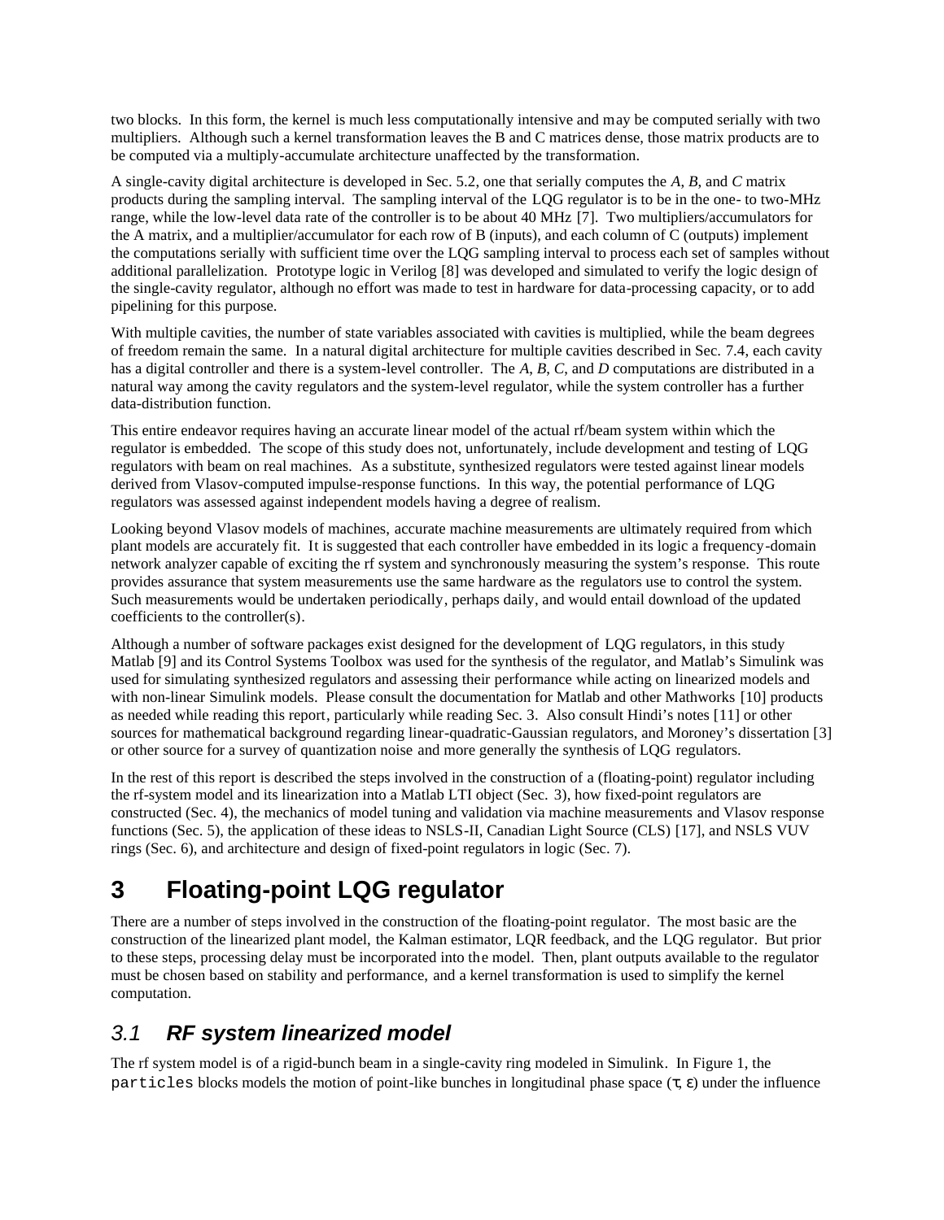two blocks. In this form, the kernel is much less computationally intensive and may be computed serially with two multipliers. Although such a kernel transformation leaves the B and C matrices dense, those matrix products are to be computed via a multiply-accumulate architecture unaffected by the transformation.

A single-cavity digital architecture is developed in Sec. 5.2, one that serially computes the *A*, *B*, and *C* matrix products during the sampling interval. The sampling interval of the LQG regulator is to be in the one- to two-MHz range, while the low-level data rate of the controller is to be about 40 MHz [7]. Two multipliers/accumulators for the A matrix, and a multiplier/accumulator for each row of B (inputs), and each column of C (outputs) implement the computations serially with sufficient time over the LQG sampling interval to process each set of samples without additional parallelization. Prototype logic in Verilog [8] was developed and simulated to verify the logic design of the single-cavity regulator, although no effort was made to test in hardware for data-processing capacity, or to add pipelining for this purpose.

With multiple cavities, the number of state variables associated with cavities is multiplied, while the beam degrees of freedom remain the same. In a natural digital architecture for multiple cavities described in Sec. 7.4, each cavity has a digital controller and there is a system-level controller. The *A*, *B*, *C*, and *D* computations are distributed in a natural way among the cavity regulators and the system-level regulator, while the system controller has a further data-distribution function.

This entire endeavor requires having an accurate linear model of the actual rf/beam system within which the regulator is embedded. The scope of this study does not, unfortunately, include development and testing of LQG regulators with beam on real machines. As a substitute, synthesized regulators were tested against linear models derived from Vlasov-computed impulse-response functions. In this way, the potential performance of LQG regulators was assessed against independent models having a degree of realism.

Looking beyond Vlasov models of machines, accurate machine measurements are ultimately required from which plant models are accurately fit. It is suggested that each controller have embedded in its logic a frequency-domain network analyzer capable of exciting the rf system and synchronously measuring the system's response. This route provides assurance that system measurements use the same hardware as the regulators use to control the system. Such measurements would be undertaken periodically, perhaps daily, and would entail download of the updated coefficients to the controller(s).

Although a number of software packages exist designed for the development of LQG regulators, in this study Matlab [9] and its Control Systems Toolbox was used for the synthesis of the regulator, and Matlab's Simulink was used for simulating synthesized regulators and assessing their performance while acting on linearized models and with non-linear Simulink models. Please consult the documentation for Matlab and other Mathworks [10] products as needed while reading this report, particularly while reading Sec. 3. Also consult Hindi's notes [11] or other sources for mathematical background regarding linear-quadratic-Gaussian regulators, and Moroney's dissertation [3] or other source for a survey of quantization noise and more generally the synthesis of LQG regulators.

In the rest of this report is described the steps involved in the construction of a (floating-point) regulator including the rf-system model and its linearization into a Matlab LTI object (Sec. 3), how fixed-point regulators are constructed (Sec. 4), the mechanics of model tuning and validation via machine measurements and Vlasov response functions (Sec. 5), the application of these ideas to NSLS-II, Canadian Light Source (CLS) [17], and NSLS VUV rings (Sec. 6), and architecture and design of fixed-point regulators in logic (Sec. 7).

# 3 Floating-point LQG regulator

There are a number of steps involved in the construction of the floating-point regulator. The most basic are the construction of the linearized plant model, the Kalman estimator, LQR feedback, and the LQG regulator. But prior to these steps, processing delay must be incorporated into the model. Then, plant outputs available to the regulator must be chosen based on stability and performance, and a kernel transformation is used to simplify the kernel computation.

## *3.1 RF system linearized model*

The rf system model is of a rigid-bunch beam in a single-cavity ring modeled in Simulink. In Figure 1, the `particles` blocks models the motion of point-like bunches in longitudinal phase space ($\tau$, $\varepsilon$) under the influence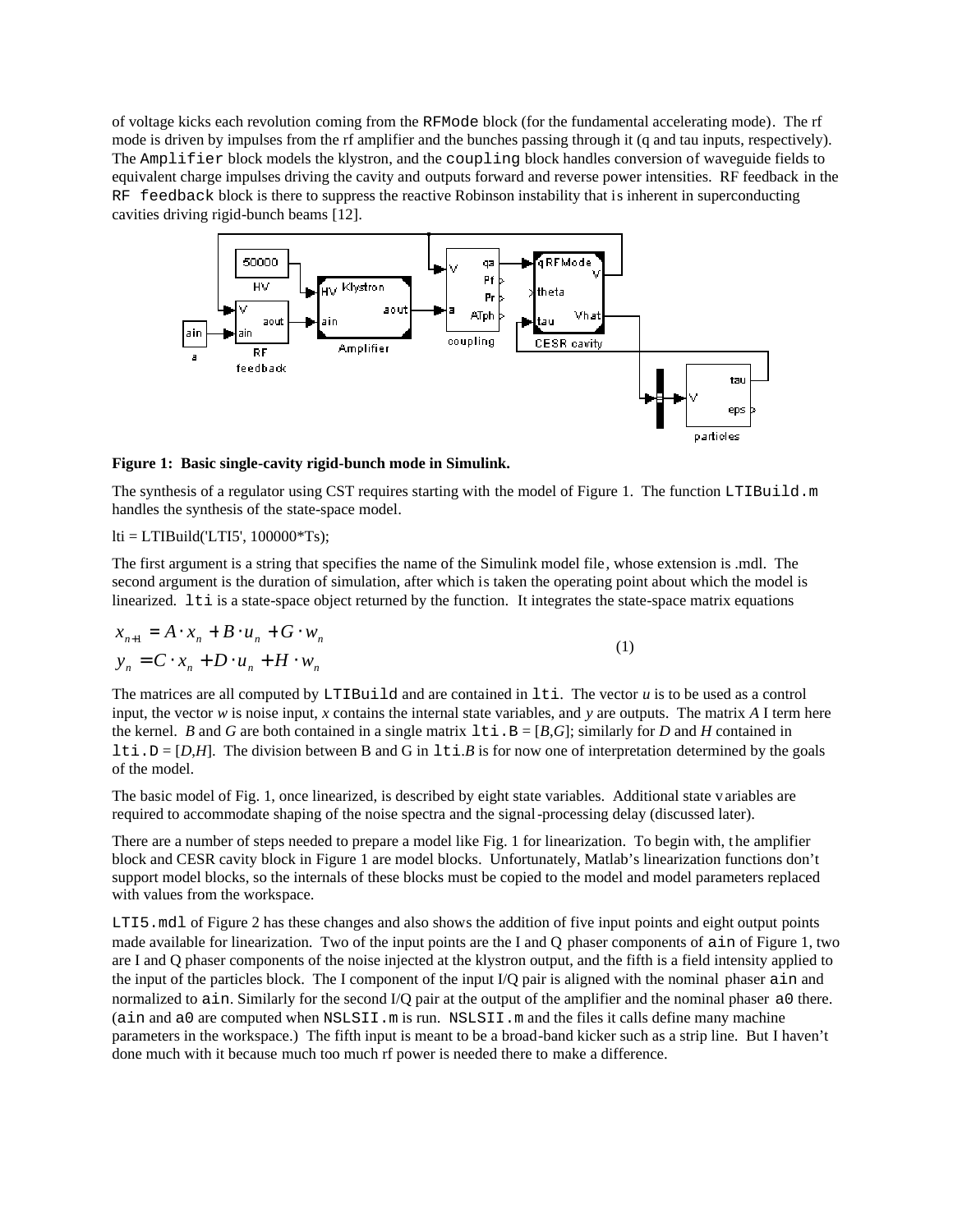of voltage kicks each revolution coming from the RFMode block (for the fundamental accelerating mode). The rf mode is driven by impulses from the rf amplifier and the bunches passing through it (q and tau inputs, respectively). The Amplifier block models the klystron, and the coupling block handles conversion of waveguide fields to equivalent charge impulses driving the cavity and outputs forward and reverse power intensities. RF feedback in the RF feedback block is there to suppress the reactive Robinson instability that is inherent in superconducting cavities driving rigid-bunch beams [12].

**Figure 1: Basic single-cavity rigid-bunch mode in Simulink.**

The synthesis of a regulator using CST requires starting with the model of Figure 1. The function LTIBuild.m handles the synthesis of the state-space model.

```
lti = LTIBuild('LTI5', 100000*Ts);
```

The first argument is a string that specifies the name of the Simulink model file, whose extension is .mdl. The second argument is the duration of simulation, after which is taken the operating point about which the model is linearized. lti is a state-space object returned by the function. It integrates the state-space matrix equations

$$
\begin{aligned}
x_{n+1} &= A \cdot x_n + B \cdot u_n + G \cdot w_n \\
y_n &= C \cdot x_n + D \cdot u_n + H \cdot w_n
\end{aligned}
\tag{1}
$$

The matrices are all computed by LTIBuild and are contained in lti. The vector $u$ is to be used as a control input, the vector $w$ is noise input, $x$ contains the internal state variables, and $y$ are outputs. The matrix $A$ I term here the kernel. $B$ and $G$ are both contained in a single matrix lti.B = [$B$,$G$]; similarly for $D$ and $H$ contained in lti.D = [$D$,$H$]. The division between B and G in lti.$B$ is for now one of interpretation determined by the goals of the model.

The basic model of Fig. 1, once linearized, is described by eight state variables. Additional state variables are required to accommodate shaping of the noise spectra and the signal-processing delay (discussed later).

There are a number of steps needed to prepare a model like Fig. 1 for linearization. To begin with, the amplifier block and CESR cavity block in Figure 1 are model blocks. Unfortunately, Matlab's linearization functions don't support model blocks, so the internals of these blocks must be copied to the model and model parameters replaced with values from the workspace.

LTI5.mdl of Figure 2 has these changes and also shows the addition of five input points and eight output points made available for linearization. Two of the input points are the I and Q phaser components of ain of Figure 1, two are I and Q phaser components of the noise injected at the klystron output, and the fifth is a field intensity applied to the input of the particles block. The I component of the input I/Q pair is aligned with the nominal phaser ain and normalized to ain. Similarly for the second I/Q pair at the output of the amplifier and the nominal phaser a0 there. (ain and a0 are computed when NSLSII.m is run. NSLSII.m and the files it calls define many machine parameters in the workspace.) The fifth input is meant to be a broad-band kicker such as a strip line. But I haven't done much with it because much too much rf power is needed there to make a difference.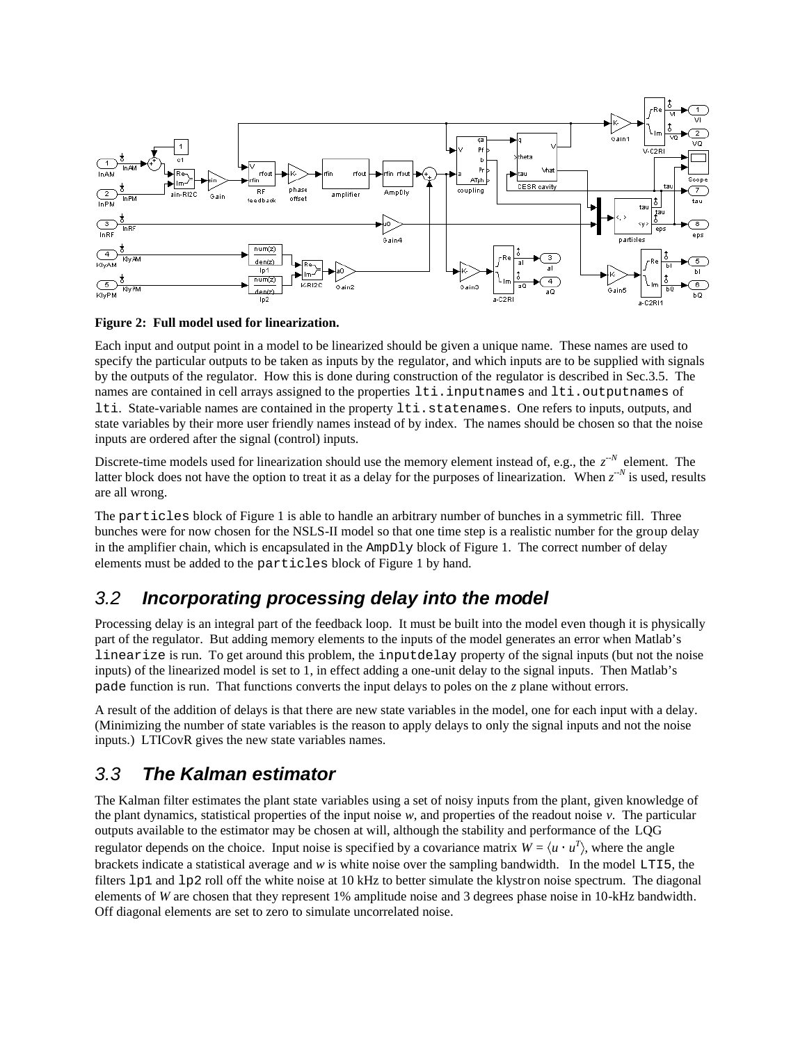**Figure 2: Full model used for linearization.**

Each input and output point in a model to be linearized should be given a unique name. These names are used to specify the particular outputs to be taken as inputs by the regulator, and which inputs are to be supplied with signals by the outputs of the regulator. How this is done during construction of the regulator is described in Sec.3.5. The names are contained in cell arrays assigned to the properties `lti.inputnames` and `lti.outputnames` of `lti`. State-variable names are contained in the property `lti.statenames`. One refers to inputs, outputs, and state variables by their more user friendly names instead of by index. The names should be chosen so that the noise inputs are ordered after the signal (control) inputs.

Discrete-time models used for linearization should use the memory element instead of, e.g., the $z^{-N}$ element. The latter block does not have the option to treat it as a delay for the purposes of linearization. When $z^{-N}$ is used, results are all wrong.

The `particles` block of Figure 1 is able to handle an arbitrary number of bunches in a symmetric fill. Three bunches were for now chosen for the NSLS-II model so that one time step is a realistic number for the group delay in the amplifier chain, which is encapsulated in the `AmpDly` block of Figure 1. The correct number of delay elements must be added to the `particles` block of Figure 1 by hand.

## *3.2 Incorporating processing delay into the model*

Processing delay is an integral part of the feedback loop. It must be built into the model even though it is physically part of the regulator. But adding memory elements to the inputs of the model generates an error when Matlab's `linearize` is run. To get around this problem, the `inputdelay` property of the signal inputs (but not the noise inputs) of the linearized model is set to 1, in effect adding a one-unit delay to the signal inputs. Then Matlab's `pade` function is run. That functions converts the input delays to poles on the *z* plane without errors.

A result of the addition of delays is that there are new state variables in the model, one for each input with a delay. (Minimizing the number of state variables is the reason to apply delays to only the signal inputs and not the noise inputs.) LTICovR gives the new state variables names.

## *3.3 The Kalman estimator*

The Kalman filter estimates the plant state variables using a set of noisy inputs from the plant, given knowledge of the plant dynamics, statistical properties of the input noise *w*, and properties of the readout noise *v*. The particular outputs available to the estimator may be chosen at will, although the stability and performance of the LQG regulator depends on the choice. Input noise is specified by a covariance matrix $W = \langle u \cdot u^T \rangle$, where the angle brackets indicate a statistical average and *w* is white noise over the sampling bandwidth. In the model `LTI5`, the filters `lp1` and `lp2` roll off the white noise at 10 kHz to better simulate the klystron noise spectrum. The diagonal elements of *W* are chosen that they represent 1% amplitude noise and 3 degrees phase noise in 10-kHz bandwidth. Off diagonal elements are set to zero to simulate uncorrelated noise.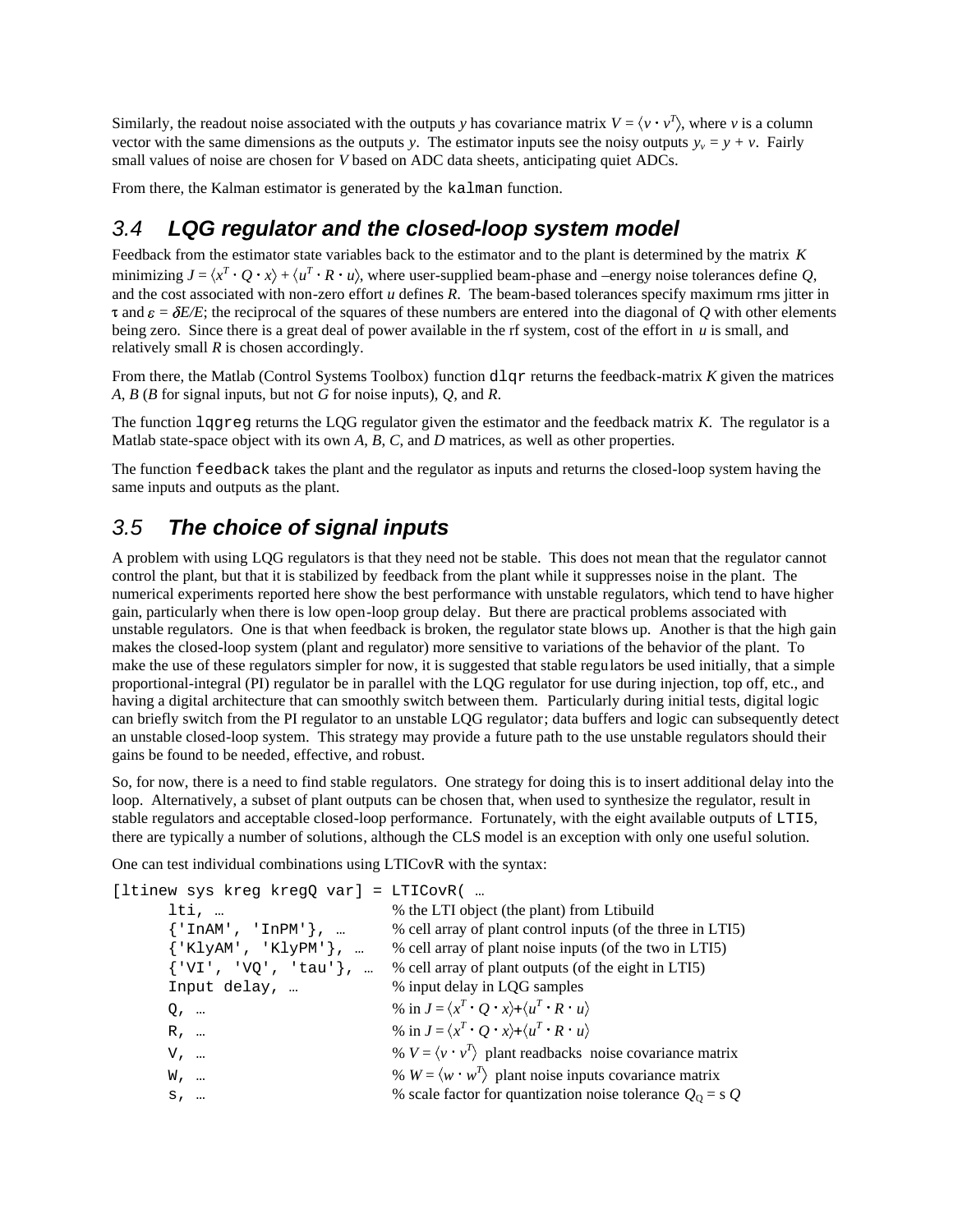Similarly, the readout noise associated with the outputs $y$ has covariance matrix $V = \langle v \cdot v^T \rangle$, where $v$ is a column vector with the same dimensions as the outputs $y$. The estimator inputs see the noisy outputs $y_v = y + v$. Fairly small values of noise are chosen for $V$ based on ADC data sheets, anticipating quiet ADCs.

From there, the Kalman estimator is generated by the `kalman` function.

## 3.4 LQG regulator and the closed-loop system model

Feedback from the estimator state variables back to the estimator and to the plant is determined by the matrix $K$ minimizing $J = \langle x^T \cdot Q \cdot x \rangle + \langle u^T \cdot R \cdot u \rangle$, where user-supplied beam-phase and –energy noise tolerances define $Q$, and the cost associated with non-zero effort $u$ defines $R$. The beam-based tolerances specify maximum rms jitter in $\tau$ and $\varepsilon = \delta E/E$; the reciprocal of the squares of these numbers are entered into the diagonal of $Q$ with other elements being zero. Since there is a great deal of power available in the rf system, cost of the effort in $u$ is small, and relatively small $R$ is chosen accordingly.

From there, the Matlab (Control Systems Toolbox) function `dlqr` returns the feedback-matrix $K$ given the matrices $A$, $B$ ($B$ for signal inputs, but not $G$ for noise inputs), $Q$, and $R$.

The function `lqgreg` returns the LQG regulator given the estimator and the feedback matrix $K$. The regulator is a Matlab state-space object with its own $A$, $B$, $C$, and $D$ matrices, as well as other properties.

The function `feedback` takes the plant and the regulator as inputs and returns the closed-loop system having the same inputs and outputs as the plant.

## 3.5 The choice of signal inputs

A problem with using LQG regulators is that they need not be stable. This does not mean that the regulator cannot control the plant, but that it is stabilized by feedback from the plant while it suppresses noise in the plant. The numerical experiments reported here show the best performance with unstable regulators, which tend to have higher gain, particularly when there is low open-loop group delay. But there are practical problems associated with unstable regulators. One is that when feedback is broken, the regulator state blows up. Another is that the high gain makes the closed-loop system (plant and regulator) more sensitive to variations of the behavior of the plant. To make the use of these regulators simpler for now, it is suggested that stable regulators be used initially, that a simple proportional-integral (PI) regulator be in parallel with the LQG regulator for use during injection, top off, etc., and having a digital architecture that can smoothly switch between them. Particularly during initial tests, digital logic can briefly switch from the PI regulator to an unstable LQG regulator; data buffers and logic can subsequently detect an unstable closed-loop system. This strategy may provide a future path to the use unstable regulators should their gains be found to be needed, effective, and robust.

So, for now, there is a need to find stable regulators. One strategy for doing this is to insert additional delay into the loop. Alternatively, a subset of plant outputs can be chosen that, when used to synthesize the regulator, result in stable regulators and acceptable closed-loop performance. Fortunately, with the eight available outputs of `LTI5`, there are typically a number of solutions, although the CLS model is an exception with only one useful solution.

One can test individual combinations using LTICovR with the syntax:

```
[ltinew sys kreg kregQ var] = LTICovR( …
      lti, …                        % the LTI object (the plant) from Ltibuild
      {'InAM', 'InPM'}, …           % cell array of plant control inputs (of the three in LTI5)
      {'KlyAM', 'KlyPM'}, …         % cell array of plant noise inputs (of the two in LTI5)
      {'VI', 'VQ', 'tau'}, …        % cell array of plant outputs (of the eight in LTI5)
      Input delay, …                % input delay in LQG samples
      Q, …                          % in J = <x^T · Q · x>+<u^T · R · u>
      R, …                          % in J = <x^T · Q · x>+<u^T · R · u>
      V, …                          % V = <v · v^T>  plant readbacks  noise covariance matrix
      W, …                          % W = <w · w^T>  plant noise inputs covariance matrix
      s, …                          % scale factor for quantization noise tolerance Q_Q = s Q
```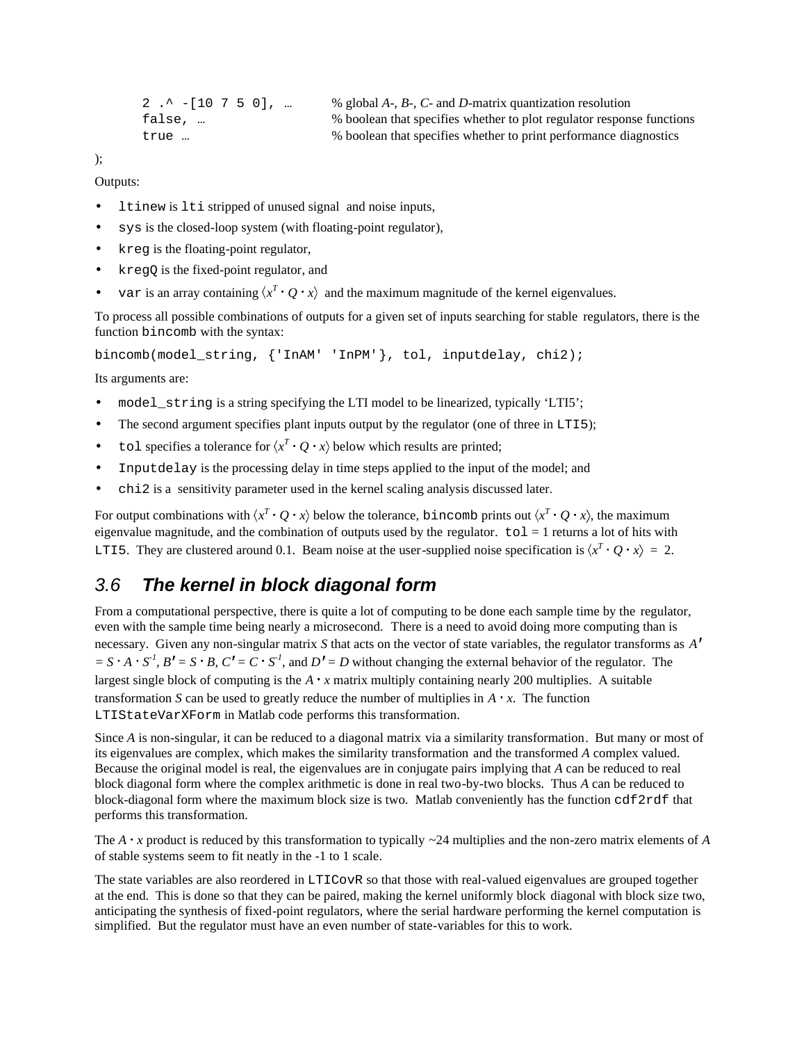```
    2 .^ -[10 7 5 0], …        % global A-, B-, C- and D-matrix quantization resolution
    false, …                   % boolean that specifies whether to plot regulator response functions
    true …                     % boolean that specifies whether to print performance diagnostics
);
```

Outputs:

- `ltinew` is `lti` stripped of unused signal and noise inputs,
- `sys` is the closed-loop system (with floating-point regulator),
- `kreg` is the floating-point regulator,
- `kregQ` is the fixed-point regulator, and
- `var` is an array containing $\langle x^T \cdot Q \cdot x \rangle$ and the maximum magnitude of the kernel eigenvalues.

To process all possible combinations of outputs for a given set of inputs searching for stable regulators, there is the function `bincomb` with the syntax:

```
bincomb(model_string, {'InAM' 'InPM'}, tol, inputdelay, chi2);
```

Its arguments are:

- `model_string` is a string specifying the LTI model to be linearized, typically 'LTI5';
- The second argument specifies plant inputs output by the regulator (one of three in `LTI5`);
- `tol` specifies a tolerance for $\langle x^T \cdot Q \cdot x \rangle$ below which results are printed;
- `Inputdelay` is the processing delay in time steps applied to the input of the model; and
- `chi2` is a sensitivity parameter used in the kernel scaling analysis discussed later.

For output combinations with $\langle x^T \cdot Q \cdot x \rangle$ below the tolerance, `bincomb` prints out $\langle x^T \cdot Q \cdot x \rangle$, the maximum eigenvalue magnitude, and the combination of outputs used by the regulator. `tol` = 1 returns a lot of hits with `LTI5`. They are clustered around 0.1. Beam noise at the user-supplied noise specification is $\langle x^T \cdot Q \cdot x \rangle = 2$.

## 3.6 *The kernel in block diagonal form*

From a computational perspective, there is quite a lot of computing to be done each sample time by the regulator, even with the sample time being nearly a microsecond. There is a need to avoid doing more computing than is necessary. Given any non-singular matrix $S$ that acts on the vector of state variables, the regulator transforms as $A' = S \cdot A \cdot S^{-1}$, $B' = S \cdot B$, $C' = C \cdot S^{-1}$, and $D' = D$ without changing the external behavior of the regulator. The largest single block of computing is the $A \cdot x$ matrix multiply containing nearly 200 multiplies. A suitable transformation $S$ can be used to greatly reduce the number of multiplies in $A \cdot x$. The function `LTIStateVarXForm` in Matlab code performs this transformation.

Since $A$ is non-singular, it can be reduced to a diagonal matrix via a similarity transformation. But many or most of its eigenvalues are complex, which makes the similarity transformation and the transformed $A$ complex valued. Because the original model is real, the eigenvalues are in conjugate pairs implying that $A$ can be reduced to real block diagonal form where the complex arithmetic is done in real two-by-two blocks. Thus $A$ can be reduced to block-diagonal form where the maximum block size is two. Matlab conveniently has the function `cdf2rdf` that performs this transformation.

The $A \cdot x$ product is reduced by this transformation to typically ~24 multiplies and the non-zero matrix elements of $A$ of stable systems seem to fit neatly in the -1 to 1 scale.

The state variables are also reordered in `LTICovR` so that those with real-valued eigenvalues are grouped together at the end. This is done so that they can be paired, making the kernel uniformly block diagonal with block size two, anticipating the synthesis of fixed-point regulators, where the serial hardware performing the kernel computation is simplified. But the regulator must have an even number of state-variables for this to work.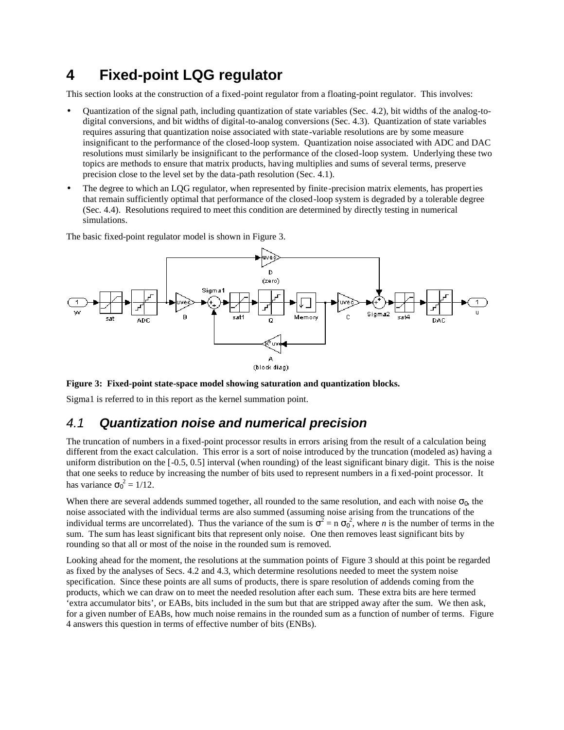# 4 Fixed-point LQG regulator

This section looks at the construction of a fixed-point regulator from a floating-point regulator. This involves:

- Quantization of the signal path, including quantization of state variables (Sec. 4.2), bit widths of the analog-to-digital conversions, and bit widths of digital-to-analog conversions (Sec. 4.3). Quantization of state variables requires assuring that quantization noise associated with state-variable resolutions are by some measure insignificant to the performance of the closed-loop system. Quantization noise associated with ADC and DAC resolutions must similarly be insignificant to the performance of the closed-loop system. Underlying these two topics are methods to ensure that matrix products, having multiplies and sums of several terms, preserve precision close to the level set by the data-path resolution (Sec. 4.1).
- The degree to which an LQG regulator, when represented by finite-precision matrix elements, has properties that remain sufficiently optimal that performance of the closed-loop system is degraded by a tolerable degree (Sec. 4.4). Resolutions required to meet this condition are determined by directly testing in numerical simulations.

The basic fixed-point regulator model is shown in Figure 3.

**Figure 3: Fixed-point state-space model showing saturation and quantization blocks.**

Sigma1 is referred to in this report as the kernel summation point.

## *4.1 Quantization noise and numerical precision*

The truncation of numbers in a fixed-point processor results in errors arising from the result of a calculation being different from the exact calculation. This error is a sort of noise introduced by the truncation (modeled as) having a uniform distribution on the [-0.5, 0.5] interval (when rounding) of the least significant binary digit. This is the noise that one seeks to reduce by increasing the number of bits used to represent numbers in a fixed-point processor. It has variance $\sigma_0^2 = 1/12$.

When there are several addends summed together, all rounded to the same resolution, and each with noise $\sigma_0$, the noise associated with the individual terms are also summed (assuming noise arising from the truncations of the individual terms are uncorrelated). Thus the variance of the sum is $\sigma^2 = n\,\sigma_0^2$, where $n$ is the number of terms in the sum. The sum has least significant bits that represent only noise. One then removes least significant bits by rounding so that all or most of the noise in the rounded sum is removed.

Looking ahead for the moment, the resolutions at the summation points of Figure 3 should at this point be regarded as fixed by the analyses of Secs. 4.2 and 4.3, which determine resolutions needed to meet the system noise specification. Since these points are all sums of products, there is spare resolution of addends coming from the products, which we can draw on to meet the needed resolution after each sum. These extra bits are here termed 'extra accumulator bits', or EABs, bits included in the sum but that are stripped away after the sum. We then ask, for a given number of EABs, how much noise remains in the rounded sum as a function of number of terms. Figure 4 answers this question in terms of effective number of bits (ENBs).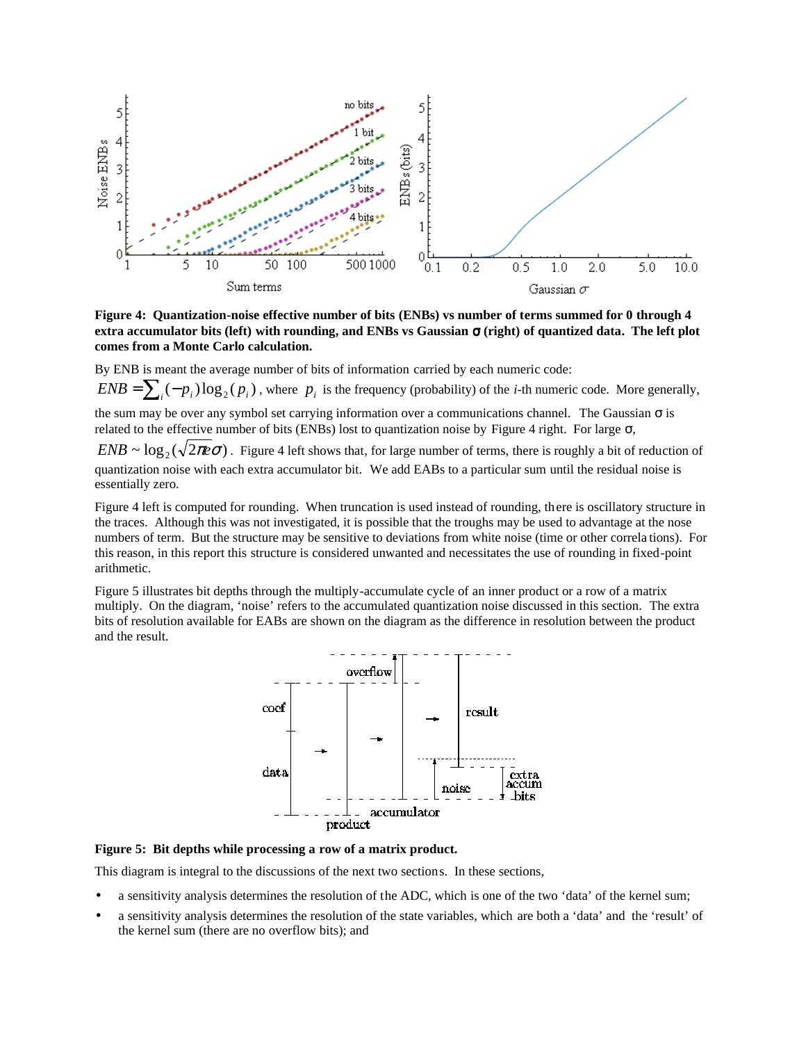**Figure 4: Quantization-noise effective number of bits (ENBs) vs number of terms summed for 0 through 4 extra accumulator bits (left) with rounding, and ENBs vs Gaussian σ (right) of quantized data. The left plot comes from a Monte Carlo calculation.**

By ENB is meant the average number of bits of information carried by each numeric code: $ENB = \sum_i (-p_i)\log_2(p_i)$, where $p_i$ is the frequency (probability) of the *i*-th numeric code. More generally, the sum may be over any symbol set carrying information over a communications channel. The Gaussian σ is related to the effective number of bits (ENBs) lost to quantization noise by Figure 4 right. For large σ, $ENB \sim \log_2(\sqrt{2\pi e}\sigma)$. Figure 4 left shows that, for large number of terms, there is roughly a bit of reduction of quantization noise with each extra accumulator bit. We add EABs to a particular sum until the residual noise is essentially zero.

Figure 4 left is computed for rounding. When truncation is used instead of rounding, there is oscillatory structure in the traces. Although this was not investigated, it is possible that the troughs may be used to advantage at the nose numbers of term. But the structure may be sensitive to deviations from white noise (time or other correlations). For this reason, in this report this structure is considered unwanted and necessitates the use of rounding in fixed-point arithmetic.

Figure 5 illustrates bit depths through the multiply-accumulate cycle of an inner product or a row of a matrix multiply. On the diagram, 'noise' refers to the accumulated quantization noise discussed in this section. The extra bits of resolution available for EABs are shown on the diagram as the difference in resolution between the product and the result.

**Figure 5: Bit depths while processing a row of a matrix product.**

This diagram is integral to the discussions of the next two sections. In these sections,

- a sensitivity analysis determines the resolution of the ADC, which is one of the two 'data' of the kernel sum;
- a sensitivity analysis determines the resolution of the state variables, which are both a 'data' and the 'result' of the kernel sum (there are no overflow bits); and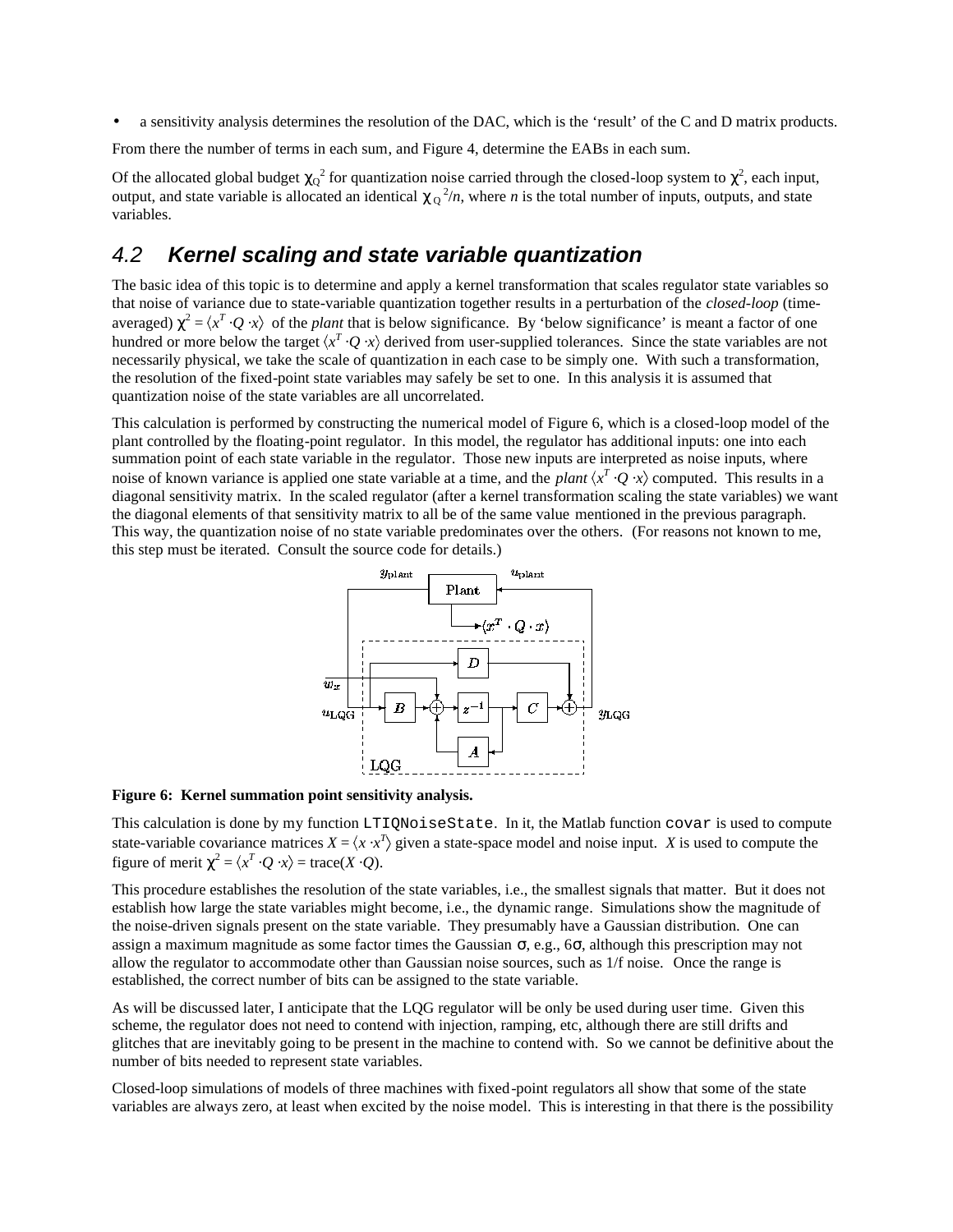- a sensitivity analysis determines the resolution of the DAC, which is the 'result' of the C and D matrix products.

From there the number of terms in each sum, and Figure 4, determine the EABs in each sum.

Of the allocated global budget $\chi_Q^2$ for quantization noise carried through the closed-loop system to $\chi^2$, each input, output, and state variable is allocated an identical $\chi_Q^2/n$, where $n$ is the total number of inputs, outputs, and state variables.

## 4.2 Kernel scaling and state variable quantization

The basic idea of this topic is to determine and apply a kernel transformation that scales regulator state variables so that noise of variance due to state-variable quantization together results in a perturbation of the *closed-loop* (time-averaged) $\chi^2 = \langle x^T \cdot Q \cdot x \rangle$ of the *plant* that is below significance. By 'below significance' is meant a factor of one hundred or more below the target $\langle x^T \cdot Q \cdot x \rangle$ derived from user-supplied tolerances. Since the state variables are not necessarily physical, we take the scale of quantization in each case to be simply one. With such a transformation, the resolution of the fixed-point state variables may safely be set to one. In this analysis it is assumed that quantization noise of the state variables are all uncorrelated.

This calculation is performed by constructing the numerical model of Figure 6, which is a closed-loop model of the plant controlled by the floating-point regulator. In this model, the regulator has additional inputs: one into each summation point of each state variable in the regulator. Those new inputs are interpreted as noise inputs, where noise of known variance is applied one state variable at a time, and the *plant* $\langle x^T \cdot Q \cdot x \rangle$ computed. This results in a diagonal sensitivity matrix. In the scaled regulator (after a kernel transformation scaling the state variables) we want the diagonal elements of that sensitivity matrix to all be of the same value mentioned in the previous paragraph. This way, the quantization noise of no state variable predominates over the others. (For reasons not known to me, this step must be iterated. Consult the source code for details.)

**Figure 6: Kernel summation point sensitivity analysis.**

This calculation is done by my function `LTIQNoiseState`. In it, the Matlab function `covar` is used to compute state-variable covariance matrices $X = \langle x \cdot x^T \rangle$ given a state-space model and noise input. $X$ is used to compute the figure of merit $\chi^2 = \langle x^T \cdot Q \cdot x \rangle = \text{trace}(X \cdot Q)$.

This procedure establishes the resolution of the state variables, i.e., the smallest signals that matter. But it does not establish how large the state variables might become, i.e., the dynamic range. Simulations show the magnitude of the noise-driven signals present on the state variable. They presumably have a Gaussian distribution. One can assign a maximum magnitude as some factor times the Gaussian $\sigma$, e.g., $6\sigma$, although this prescription may not allow the regulator to accommodate other than Gaussian noise sources, such as 1/f noise. Once the range is established, the correct number of bits can be assigned to the state variable.

As will be discussed later, I anticipate that the LQG regulator will be only be used during user time. Given this scheme, the regulator does not need to contend with injection, ramping, etc, although there are still drifts and glitches that are inevitably going to be present in the machine to contend with. So we cannot be definitive about the number of bits needed to represent state variables.

Closed-loop simulations of models of three machines with fixed-point regulators all show that some of the state variables are always zero, at least when excited by the noise model. This is interesting in that there is the possibility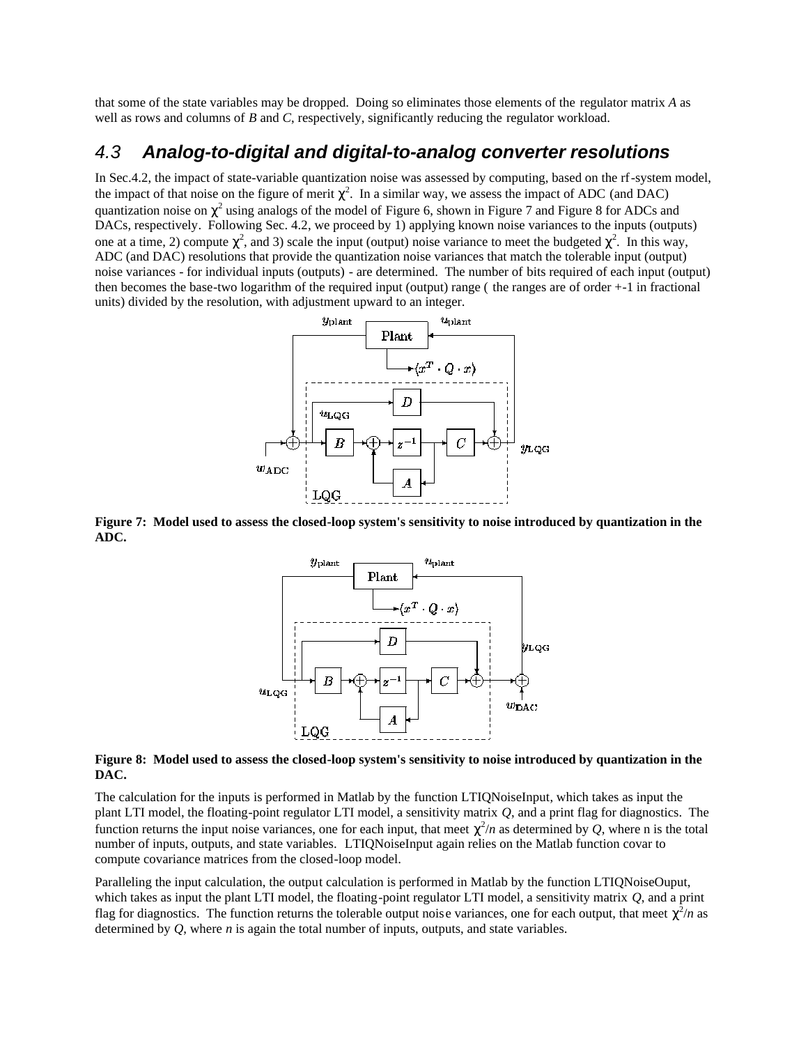that some of the state variables may be dropped. Doing so eliminates those elements of the regulator matrix *A* as well as rows and columns of *B* and *C*, respectively, significantly reducing the regulator workload.

## 4.3 Analog-to-digital and digital-to-analog converter resolutions

In Sec.4.2, the impact of state-variable quantization noise was assessed by computing, based on the rf-system model, the impact of that noise on the figure of merit $\chi^2$. In a similar way, we assess the impact of ADC (and DAC) quantization noise on $\chi^2$ using analogs of the model of Figure 6, shown in Figure 7 and Figure 8 for ADCs and DACs, respectively. Following Sec. 4.2, we proceed by 1) applying known noise variances to the inputs (outputs) one at a time, 2) compute $\chi^2$, and 3) scale the input (output) noise variance to meet the budgeted $\chi^2$. In this way, ADC (and DAC) resolutions that provide the quantization noise variances that match the tolerable input (output) noise variances - for individual inputs (outputs) - are determined. The number of bits required of each input (output) then becomes the base-two logarithm of the required input (output) range ( the ranges are of order +-1 in fractional units) divided by the resolution, with adjustment upward to an integer.

**Figure 7: Model used to assess the closed-loop system's sensitivity to noise introduced by quantization in the ADC.**

**Figure 8: Model used to assess the closed-loop system's sensitivity to noise introduced by quantization in the DAC.**

The calculation for the inputs is performed in Matlab by the function LTIQNoiseInput, which takes as input the plant LTI model, the floating-point regulator LTI model, a sensitivity matrix *Q*, and a print flag for diagnostics. The function returns the input noise variances, one for each input, that meet $\chi^2/n$ as determined by *Q*, where n is the total number of inputs, outputs, and state variables. LTIQNoiseInput again relies on the Matlab function covar to compute covariance matrices from the closed-loop model.

Paralleling the input calculation, the output calculation is performed in Matlab by the function LTIQNoiseOuput, which takes as input the plant LTI model, the floating-point regulator LTI model, a sensitivity matrix *Q*, and a print flag for diagnostics. The function returns the tolerable output noise variances, one for each output, that meet $\chi^2/n$ as determined by *Q*, where *n* is again the total number of inputs, outputs, and state variables.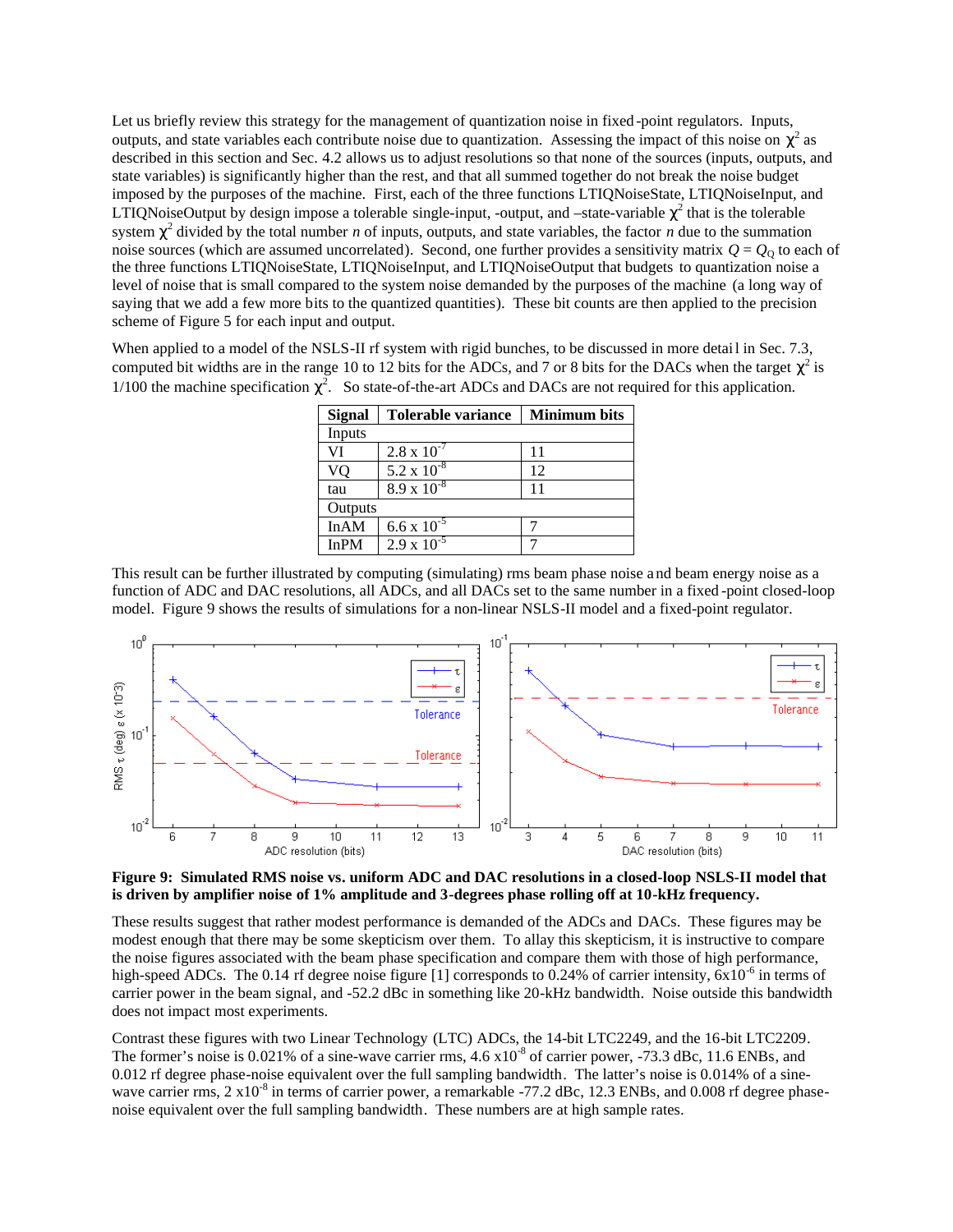Let us briefly review this strategy for the management of quantization noise in fixed-point regulators. Inputs, outputs, and state variables each contribute noise due to quantization. Assessing the impact of this noise on $\chi^2$ as described in this section and Sec. 4.2 allows us to adjust resolutions so that none of the sources (inputs, outputs, and state variables) is significantly higher than the rest, and that all summed together do not break the noise budget imposed by the purposes of the machine. First, each of the three functions LTIQNoiseState, LTIQNoiseInput, and LTIQNoiseOutput by design impose a tolerable single-input, -output, and –state-variable $\chi^2$ that is the tolerable system $\chi^2$ divided by the total number $n$ of inputs, outputs, and state variables, the factor $n$ due to the summation noise sources (which are assumed uncorrelated). Second, one further provides a sensitivity matrix $Q = Q_Q$ to each of the three functions LTIQNoiseState, LTIQNoiseInput, and LTIQNoiseOutput that budgets to quantization noise a level of noise that is small compared to the system noise demanded by the purposes of the machine (a long way of saying that we add a few more bits to the quantized quantities). These bit counts are then applied to the precision scheme of Figure 5 for each input and output.

When applied to a model of the NSLS-II rf system with rigid bunches, to be discussed in more detail in Sec. 7.3, computed bit widths are in the range 10 to 12 bits for the ADCs, and 7 or 8 bits for the DACs when the target $\chi^2$ is 1/100 the machine specification $\chi^2$. So state-of-the-art ADCs and DACs are not required for this application.

| Signal | Tolerable variance | Minimum bits |
|---|---|---|
| Inputs | | |
| VI | $2.8 \times 10^{-7}$ | 11 |
| VQ | $5.2 \times 10^{-8}$ | 12 |
| tau | $8.9 \times 10^{-8}$ | 11 |
| Outputs | | |
| InAM | $6.6 \times 10^{-5}$ | 7 |
| InPM | $2.9 \times 10^{-5}$ | 7 |

This result can be further illustrated by computing (simulating) rms beam phase noise and beam energy noise as a function of ADC and DAC resolutions, all ADCs, and all DACs set to the same number in a fixed-point closed-loop model. Figure 9 shows the results of simulations for a non-linear NSLS-II model and a fixed-point regulator.

**Figure 9: Simulated RMS noise vs. uniform ADC and DAC resolutions in a closed-loop NSLS-II model that is driven by amplifier noise of 1% amplitude and 3-degrees phase rolling off at 10-kHz frequency.**

These results suggest that rather modest performance is demanded of the ADCs and DACs. These figures may be modest enough that there may be some skepticism over them. To allay this skepticism, it is instructive to compare the noise figures associated with the beam phase specification and compare them with those of high performance, high-speed ADCs. The 0.14 rf degree noise figure [1] corresponds to 0.24% of carrier intensity, $6 \times 10^{-6}$ in terms of carrier power in the beam signal, and -52.2 dBc in something like 20-kHz bandwidth. Noise outside this bandwidth does not impact most experiments.

Contrast these figures with two Linear Technology (LTC) ADCs, the 14-bit LTC2249, and the 16-bit LTC2209. The former's noise is 0.021% of a sine-wave carrier rms, $4.6 \times 10^{-8}$ of carrier power, -73.3 dBc, 11.6 ENBs, and 0.012 rf degree phase-noise equivalent over the full sampling bandwidth. The latter's noise is 0.014% of a sine-wave carrier rms, $2 \times 10^{-8}$ in terms of carrier power, a remarkable -77.2 dBc, 12.3 ENBs, and 0.008 rf degree phase-noise equivalent over the full sampling bandwidth. These numbers are at high sample rates.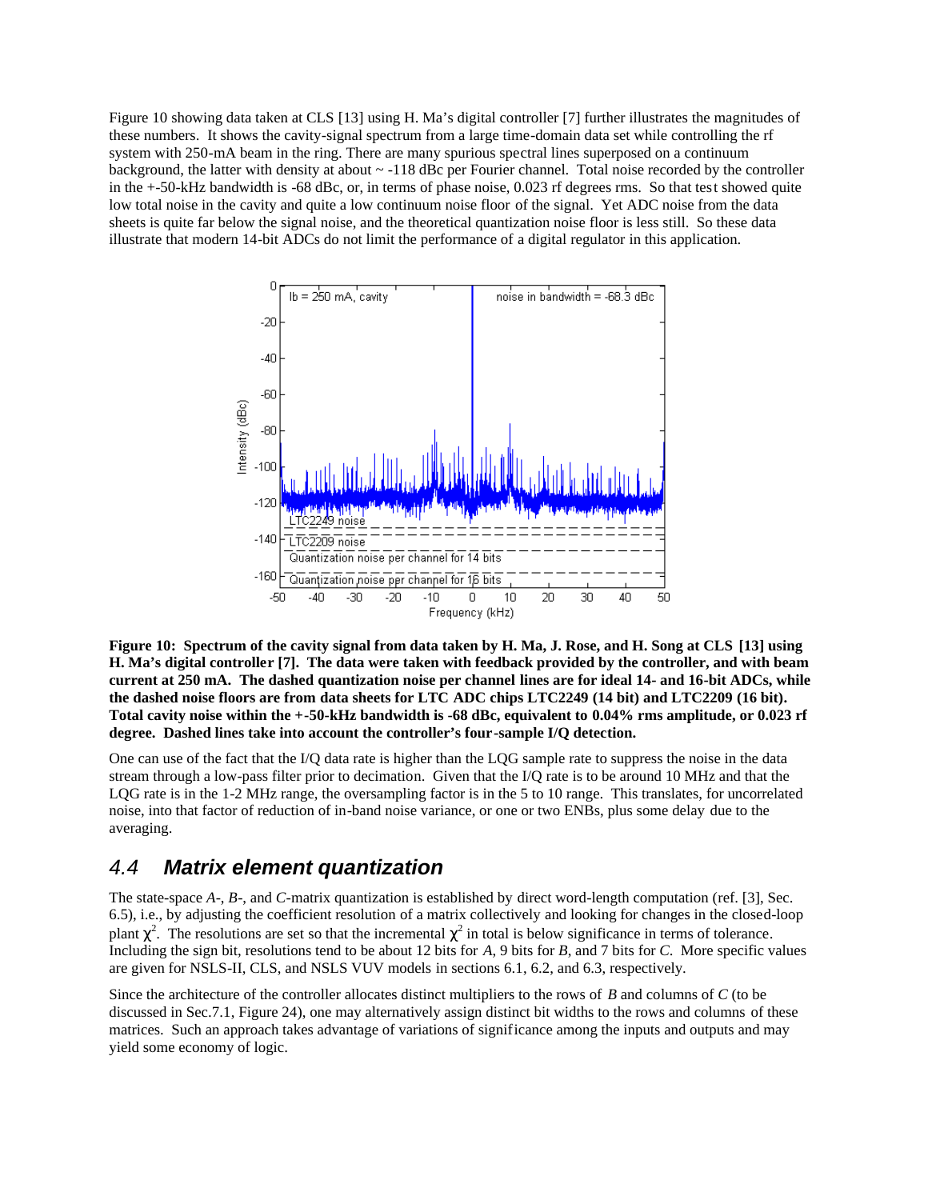Figure 10 showing data taken at CLS [13] using H. Ma's digital controller [7] further illustrates the magnitudes of these numbers. It shows the cavity-signal spectrum from a large time-domain data set while controlling the rf system with 250-mA beam in the ring. There are many spurious spectral lines superposed on a continuum background, the latter with density at about ~ -118 dBc per Fourier channel. Total noise recorded by the controller in the +-50-kHz bandwidth is -68 dBc, or, in terms of phase noise, 0.023 rf degrees rms. So that test showed quite low total noise in the cavity and quite a low continuum noise floor of the signal. Yet ADC noise from the data sheets is quite far below the signal noise, and the theoretical quantization noise floor is less still. So these data illustrate that modern 14-bit ADCs do not limit the performance of a digital regulator in this application.

**Figure 10: Spectrum of the cavity signal from data taken by H. Ma, J. Rose, and H. Song at CLS [13] using H. Ma's digital controller [7]. The data were taken with feedback provided by the controller, and with beam current at 250 mA. The dashed quantization noise per channel lines are for ideal 14- and 16-bit ADCs, while the dashed noise floors are from data sheets for LTC ADC chips LTC2249 (14 bit) and LTC2209 (16 bit). Total cavity noise within the +-50-kHz bandwidth is -68 dBc, equivalent to 0.04% rms amplitude, or 0.023 rf degree. Dashed lines take into account the controller's four-sample I/Q detection.**

One can use of the fact that the I/Q data rate is higher than the LQG sample rate to suppress the noise in the data stream through a low-pass filter prior to decimation. Given that the I/Q rate is to be around 10 MHz and that the LQG rate is in the 1-2 MHz range, the oversampling factor is in the 5 to 10 range. This translates, for uncorrelated noise, into that factor of reduction of in-band noise variance, or one or two ENBs, plus some delay due to the averaging.

## 4.4 *Matrix element quantization*

The state-space *A*-, *B*-, and *C*-matrix quantization is established by direct word-length computation (ref. [3], Sec. 6.5), i.e., by adjusting the coefficient resolution of a matrix collectively and looking for changes in the closed-loop plant $\chi^2$. The resolutions are set so that the incremental $\chi^2$ in total is below significance in terms of tolerance. Including the sign bit, resolutions tend to be about 12 bits for *A*, 9 bits for *B*, and 7 bits for *C*. More specific values are given for NSLS-II, CLS, and NSLS VUV models in sections 6.1, 6.2, and 6.3, respectively.

Since the architecture of the controller allocates distinct multipliers to the rows of *B* and columns of *C* (to be discussed in Sec.7.1, Figure 24), one may alternatively assign distinct bit widths to the rows and columns of these matrices. Such an approach takes advantage of variations of significance among the inputs and outputs and may yield some economy of logic.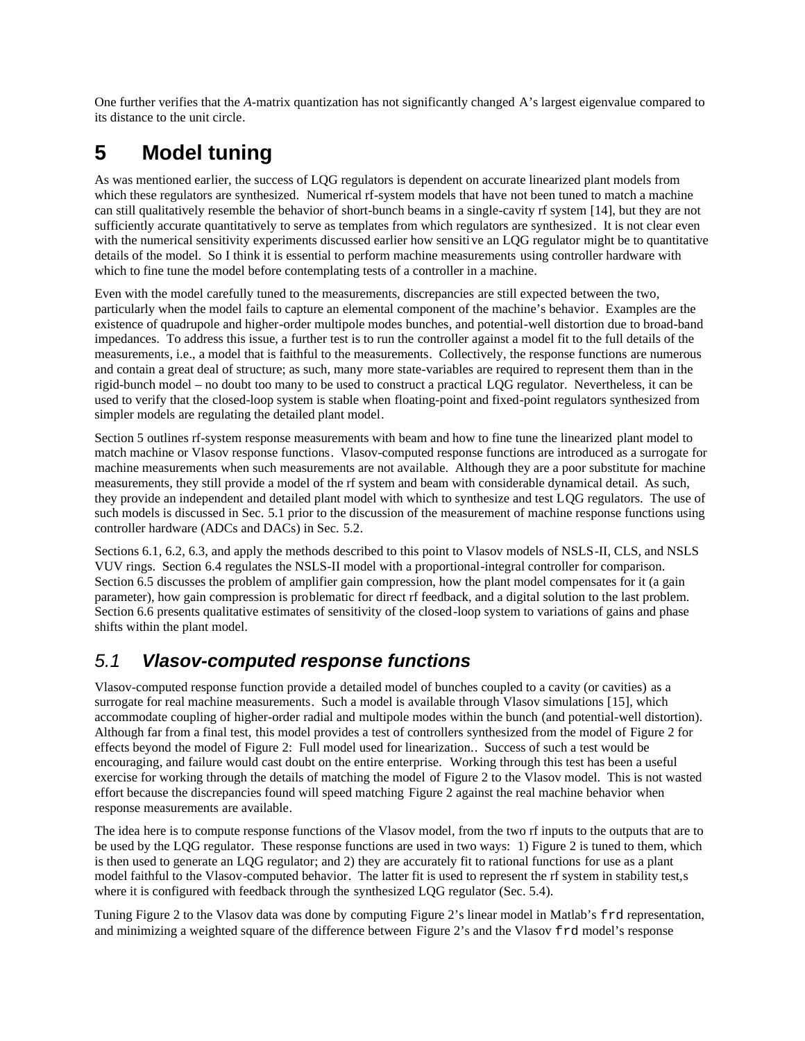One further verifies that the *A*-matrix quantization has not significantly changed A's largest eigenvalue compared to its distance to the unit circle.

# 5 Model tuning

As was mentioned earlier, the success of LQG regulators is dependent on accurate linearized plant models from which these regulators are synthesized. Numerical rf-system models that have not been tuned to match a machine can still qualitatively resemble the behavior of short-bunch beams in a single-cavity rf system [14], but they are not sufficiently accurate quantitatively to serve as templates from which regulators are synthesized. It is not clear even with the numerical sensitivity experiments discussed earlier how sensitive an LQG regulator might be to quantitative details of the model. So I think it is essential to perform machine measurements using controller hardware with which to fine tune the model before contemplating tests of a controller in a machine.

Even with the model carefully tuned to the measurements, discrepancies are still expected between the two, particularly when the model fails to capture an elemental component of the machine's behavior. Examples are the existence of quadrupole and higher-order multipole modes bunches, and potential-well distortion due to broad-band impedances. To address this issue, a further test is to run the controller against a model fit to the full details of the measurements, i.e., a model that is faithful to the measurements. Collectively, the response functions are numerous and contain a great deal of structure; as such, many more state-variables are required to represent them than in the rigid-bunch model – no doubt too many to be used to construct a practical LQG regulator. Nevertheless, it can be used to verify that the closed-loop system is stable when floating-point and fixed-point regulators synthesized from simpler models are regulating the detailed plant model.

Section 5 outlines rf-system response measurements with beam and how to fine tune the linearized plant model to match machine or Vlasov response functions. Vlasov-computed response functions are introduced as a surrogate for machine measurements when such measurements are not available. Although they are a poor substitute for machine measurements, they still provide a model of the rf system and beam with considerable dynamical detail. As such, they provide an independent and detailed plant model with which to synthesize and test LQG regulators. The use of such models is discussed in Sec. 5.1 prior to the discussion of the measurement of machine response functions using controller hardware (ADCs and DACs) in Sec. 5.2.

Sections 6.1, 6.2, 6.3, and apply the methods described to this point to Vlasov models of NSLS-II, CLS, and NSLS VUV rings. Section 6.4 regulates the NSLS-II model with a proportional-integral controller for comparison. Section 6.5 discusses the problem of amplifier gain compression, how the plant model compensates for it (a gain parameter), how gain compression is problematic for direct rf feedback, and a digital solution to the last problem. Section 6.6 presents qualitative estimates of sensitivity of the closed-loop system to variations of gains and phase shifts within the plant model.

## *5.1 Vlasov-computed response functions*

Vlasov-computed response function provide a detailed model of bunches coupled to a cavity (or cavities) as a surrogate for real machine measurements. Such a model is available through Vlasov simulations [15], which accommodate coupling of higher-order radial and multipole modes within the bunch (and potential-well distortion). Although far from a final test, this model provides a test of controllers synthesized from the model of Figure 2 for effects beyond the model of Figure 2: Full model used for linearization.. Success of such a test would be encouraging, and failure would cast doubt on the entire enterprise. Working through this test has been a useful exercise for working through the details of matching the model of Figure 2 to the Vlasov model. This is not wasted effort because the discrepancies found will speed matching Figure 2 against the real machine behavior when response measurements are available.

The idea here is to compute response functions of the Vlasov model, from the two rf inputs to the outputs that are to be used by the LQG regulator. These response functions are used in two ways: 1) Figure 2 is tuned to them, which is then used to generate an LQG regulator; and 2) they are accurately fit to rational functions for use as a plant model faithful to the Vlasov-computed behavior. The latter fit is used to represent the rf system in stability test,s where it is configured with feedback through the synthesized LQG regulator (Sec. 5.4).

Tuning Figure 2 to the Vlasov data was done by computing Figure 2's linear model in Matlab's `frd` representation, and minimizing a weighted square of the difference between Figure 2's and the Vlasov `frd` model's response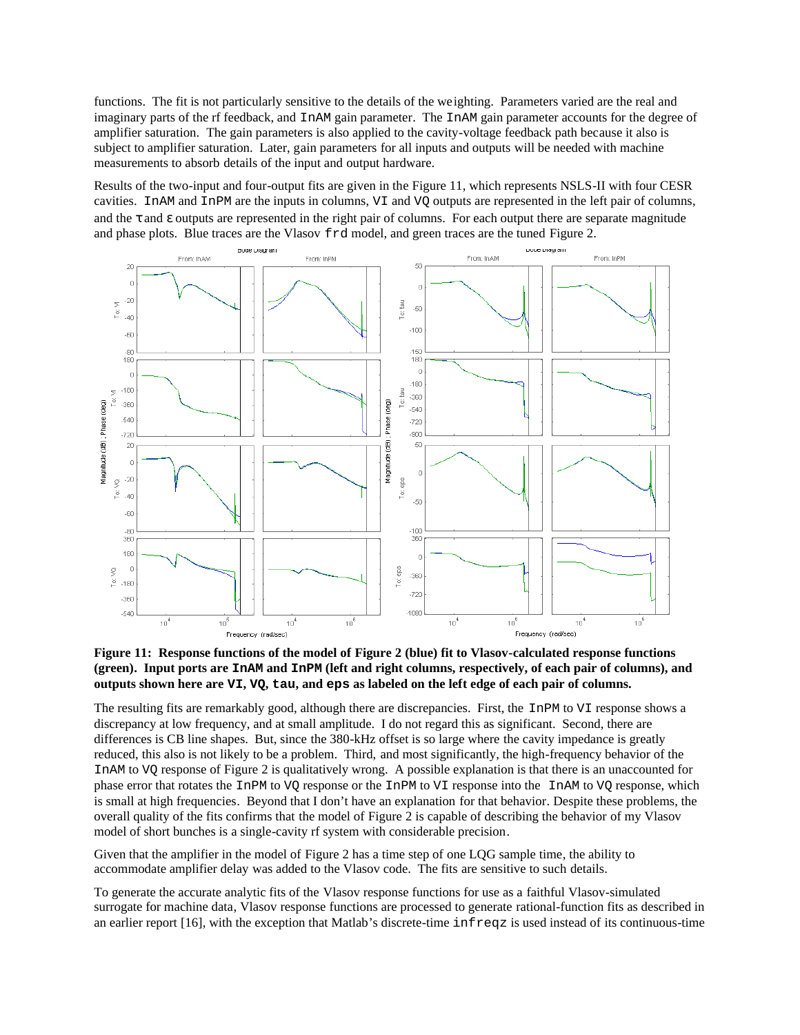functions. The fit is not particularly sensitive to the details of the weighting. Parameters varied are the real and imaginary parts of the rf feedback, and `InAM` gain parameter. The `InAM` gain parameter accounts for the degree of amplifier saturation. The gain parameters is also applied to the cavity-voltage feedback path because it also is subject to amplifier saturation. Later, gain parameters for all inputs and outputs will be needed with machine measurements to absorb details of the input and output hardware.

Results of the two-input and four-output fits are given in the Figure 11, which represents NSLS-II with four CESR cavities. `InAM` and `InPM` are the inputs in columns, `VI` and `VQ` outputs are represented in the left pair of columns, and the $\tau$ and $\varepsilon$ outputs are represented in the right pair of columns. For each output there are separate magnitude and phase plots. Blue traces are the Vlasov `frd` model, and green traces are the tuned Figure 2.

**Figure 11: Response functions of the model of Figure 2 (blue) fit to Vlasov-calculated response functions (green). Input ports are `InAM` and `InPM` (left and right columns, respectively, of each pair of columns), and outputs shown here are `VI`, `VQ`, `tau`, and `eps` as labeled on the left edge of each pair of columns.**

The resulting fits are remarkably good, although there are discrepancies. First, the `InPM` to `VI` response shows a discrepancy at low frequency, and at small amplitude. I do not regard this as significant. Second, there are differences is CB line shapes. But, since the 380-kHz offset is so large where the cavity impedance is greatly reduced, this also is not likely to be a problem. Third, and most significantly, the high-frequency behavior of the `InAM` to `VQ` response of Figure 2 is qualitatively wrong. A possible explanation is that there is an unaccounted for phase error that rotates the `InPM` to `VQ` response or the `InPM` to `VI` response into the `InAM` to `VQ` response, which is small at high frequencies. Beyond that I don't have an explanation for that behavior. Despite these problems, the overall quality of the fits confirms that the model of Figure 2 is capable of describing the behavior of my Vlasov model of short bunches is a single-cavity rf system with considerable precision.

Given that the amplifier in the model of Figure 2 has a time step of one LQG sample time, the ability to accommodate amplifier delay was added to the Vlasov code. The fits are sensitive to such details.

To generate the accurate analytic fits of the Vlasov response functions for use as a faithful Vlasov-simulated surrogate for machine data, Vlasov response functions are processed to generate rational-function fits as described in an earlier report [16], with the exception that Matlab's discrete-time `infreqz` is used instead of its continuous-time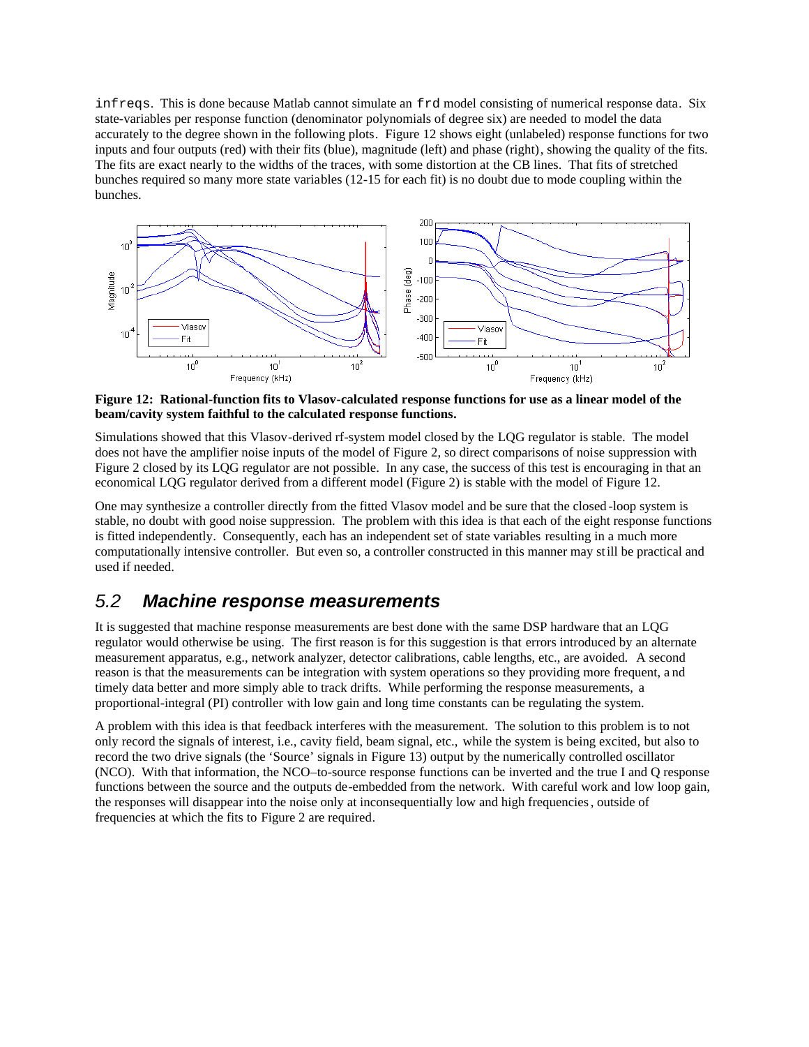`infreqs`. This is done because Matlab cannot simulate an `frd` model consisting of numerical response data. Six state-variables per response function (denominator polynomials of degree six) are needed to model the data accurately to the degree shown in the following plots. Figure 12 shows eight (unlabeled) response functions for two inputs and four outputs (red) with their fits (blue), magnitude (left) and phase (right), showing the quality of the fits. The fits are exact nearly to the widths of the traces, with some distortion at the CB lines. That fits of stretched bunches required so many more state variables (12-15 for each fit) is no doubt due to mode coupling within the bunches.

**Figure 12: Rational-function fits to Vlasov-calculated response functions for use as a linear model of the beam/cavity system faithful to the calculated response functions.**

Simulations showed that this Vlasov-derived rf-system model closed by the LQG regulator is stable. The model does not have the amplifier noise inputs of the model of Figure 2, so direct comparisons of noise suppression with Figure 2 closed by its LQG regulator are not possible. In any case, the success of this test is encouraging in that an economical LQG regulator derived from a different model (Figure 2) is stable with the model of Figure 12.

One may synthesize a controller directly from the fitted Vlasov model and be sure that the closed-loop system is stable, no doubt with good noise suppression. The problem with this idea is that each of the eight response functions is fitted independently. Consequently, each has an independent set of state variables resulting in a much more computationally intensive controller. But even so, a controller constructed in this manner may still be practical and used if needed.

## *5.2 Machine response measurements*

It is suggested that machine response measurements are best done with the same DSP hardware that an LQG regulator would otherwise be using. The first reason is for this suggestion is that errors introduced by an alternate measurement apparatus, e.g., network analyzer, detector calibrations, cable lengths, etc., are avoided. A second reason is that the measurements can be integration with system operations so they providing more frequent, and timely data better and more simply able to track drifts. While performing the response measurements, a proportional-integral (PI) controller with low gain and long time constants can be regulating the system.

A problem with this idea is that feedback interferes with the measurement. The solution to this problem is to not only record the signals of interest, i.e., cavity field, beam signal, etc., while the system is being excited, but also to record the two drive signals (the 'Source' signals in Figure 13) output by the numerically controlled oscillator (NCO). With that information, the NCO–to-source response functions can be inverted and the true I and Q response functions between the source and the outputs de-embedded from the network. With careful work and low loop gain, the responses will disappear into the noise only at inconsequentially low and high frequencies, outside of frequencies at which the fits to Figure 2 are required.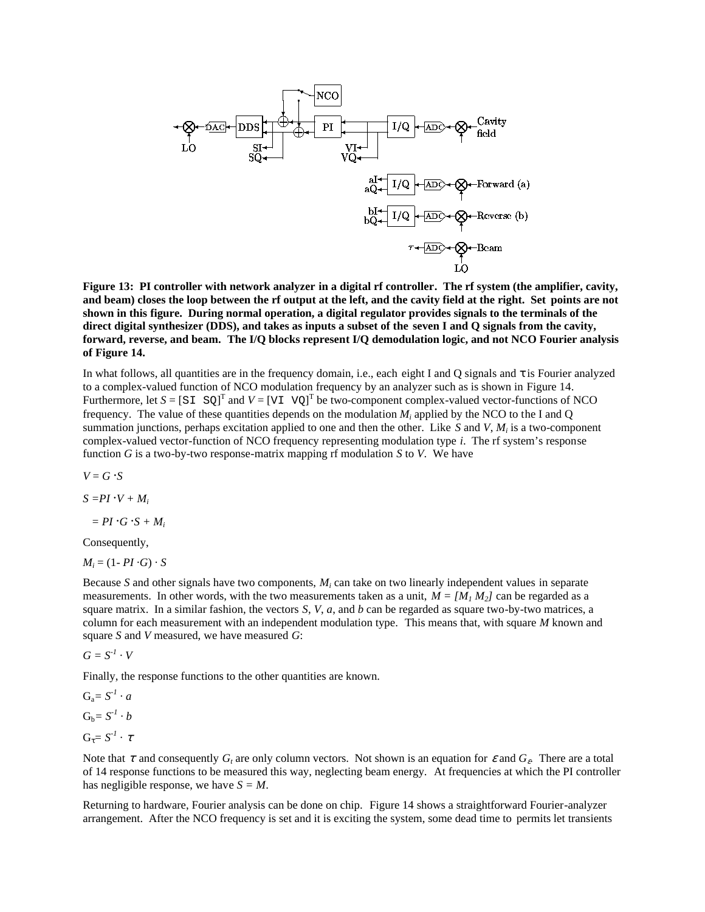**Figure 13: PI controller with network analyzer in a digital rf controller. The rf system (the amplifier, cavity, and beam) closes the loop between the rf output at the left, and the cavity field at the right. Set points are not shown in this figure. During normal operation, a digital regulator provides signals to the terminals of the direct digital synthesizer (DDS), and takes as inputs a subset of the seven I and Q signals from the cavity, forward, reverse, and beam. The I/Q blocks represent I/Q demodulation logic, and not NCO Fourier analysis of Figure 14.**

In what follows, all quantities are in the frequency domain, i.e., each eight I and Q signals and $\tau$ is Fourier analyzed to a complex-valued function of NCO modulation frequency by an analyzer such as is shown in Figure 14. Furthermore, let $S = [\mathtt{SI\ \ SQ}]^T$ and $V = [\mathtt{VI\ \ VQ}]^T$ be two-component complex-valued vector-functions of NCO frequency. The value of these quantities depends on the modulation $M_i$ applied by the NCO to the I and Q summation junctions, perhaps excitation applied to one and then the other. Like $S$ and $V$, $M_i$ is a two-component complex-valued vector-function of NCO frequency representing modulation type $i$. The rf system's response function $G$ is a two-by-two response-matrix mapping rf modulation $S$ to $V$. We have

$$V = G \cdot S$$

$$S = PI \cdot V + M_i$$

$$= PI \cdot G \cdot S + M_i$$

Consequently,

$$M_i = (1 - PI \cdot G) \cdot S$$

Because $S$ and other signals have two components, $M_i$ can take on two linearly independent values in separate measurements. In other words, with the two measurements taken as a unit, $M = [M_1\ M_2]$ can be regarded as a square matrix. In a similar fashion, the vectors $S$, $V$, $a$, and $b$ can be regarded as square two-by-two matrices, a column for each measurement with an independent modulation type. This means that, with square $M$ known and square $S$ and $V$ measured, we have measured $G$:

$$G = S^{-1} \cdot V$$

Finally, the response functions to the other quantities are known.

$$G_a = S^{-1} \cdot a$$

$$G_b = S^{-1} \cdot b$$

$$G_\tau = S^{-1} \cdot \tau$$

Note that $\tau$ and consequently $G_t$ are only column vectors. Not shown is an equation for $\varepsilon$ and $G_\varepsilon$. There are a total of 14 response functions to be measured this way, neglecting beam energy. At frequencies at which the PI controller has negligible response, we have $S = M$.

Returning to hardware, Fourier analysis can be done on chip. Figure 14 shows a straightforward Fourier-analyzer arrangement. After the NCO frequency is set and it is exciting the system, some dead time to permits let transients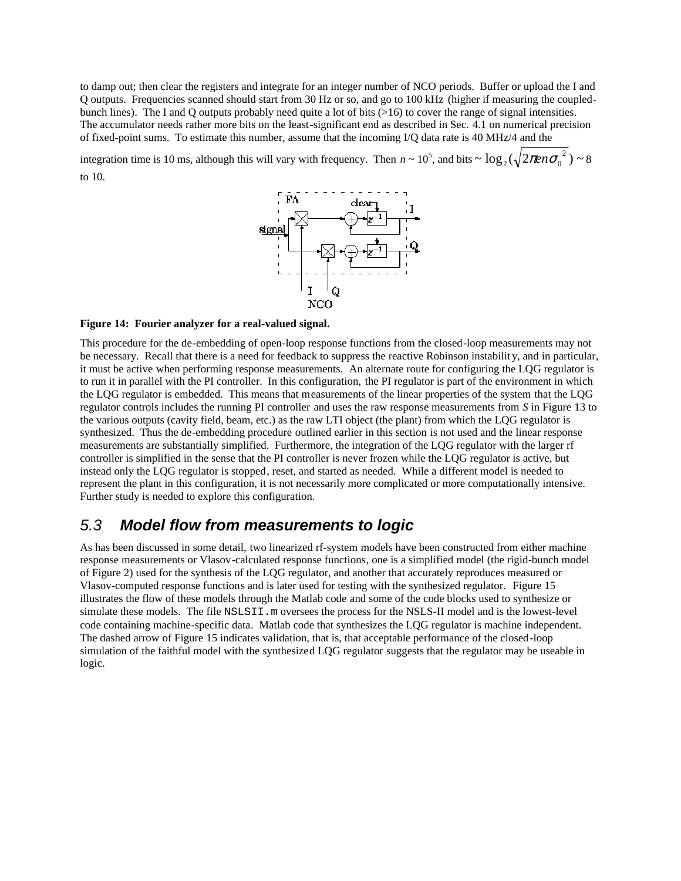to damp out; then clear the registers and integrate for an integer number of NCO periods. Buffer or upload the I and Q outputs. Frequencies scanned should start from 30 Hz or so, and go to 100 kHz (higher if measuring the coupled-bunch lines). The I and Q outputs probably need quite a lot of bits (>16) to cover the range of signal intensities. The accumulator needs rather more bits on the least-significant end as described in Sec. 4.1 on numerical precision of fixed-point sums. To estimate this number, assume that the incoming I/Q data rate is 40 MHz/4 and the integration time is 10 ms, although this will vary with frequency. Then $n \sim 10^5$, and bits $\sim \log_2(\sqrt{2\pi e n \sigma_0^{\ 2}}) \sim 8$ to 10.

**Figure 14: Fourier analyzer for a real-valued signal.**

This procedure for the de-embedding of open-loop response functions from the closed-loop measurements may not be necessary. Recall that there is a need for feedback to suppress the reactive Robinson instability, and in particular, it must be active when performing response measurements. An alternate route for configuring the LQG regulator is to run it in parallel with the PI controller. In this configuration, the PI regulator is part of the environment in which the LQG regulator is embedded. This means that measurements of the linear properties of the system that the LQG regulator controls includes the running PI controller and uses the raw response measurements from *S* in Figure 13 to the various outputs (cavity field, beam, etc.) as the raw LTI object (the plant) from which the LQG regulator is synthesized. Thus the de-embedding procedure outlined earlier in this section is not used and the linear response measurements are substantially simplified. Furthermore, the integration of the LQG regulator with the larger rf controller is simplified in the sense that the PI controller is never frozen while the LQG regulator is active, but instead only the LQG regulator is stopped, reset, and started as needed. While a different model is needed to represent the plant in this configuration, it is not necessarily more complicated or more computationally intensive. Further study is needed to explore this configuration.

## 5.3 Model flow from measurements to logic

As has been discussed in some detail, two linearized rf-system models have been constructed from either machine response measurements or Vlasov-calculated response functions, one is a simplified model (the rigid-bunch model of Figure 2) used for the synthesis of the LQG regulator, and another that accurately reproduces measured or Vlasov-computed response functions and is later used for testing with the synthesized regulator. Figure 15 illustrates the flow of these models through the Matlab code and some of the code blocks used to synthesize or simulate these models. The file `NSLSII.m` oversees the process for the NSLS-II model and is the lowest-level code containing machine-specific data. Matlab code that synthesizes the LQG regulator is machine independent. The dashed arrow of Figure 15 indicates validation, that is, that acceptable performance of the closed-loop simulation of the faithful model with the synthesized LQG regulator suggests that the regulator may be useable in logic.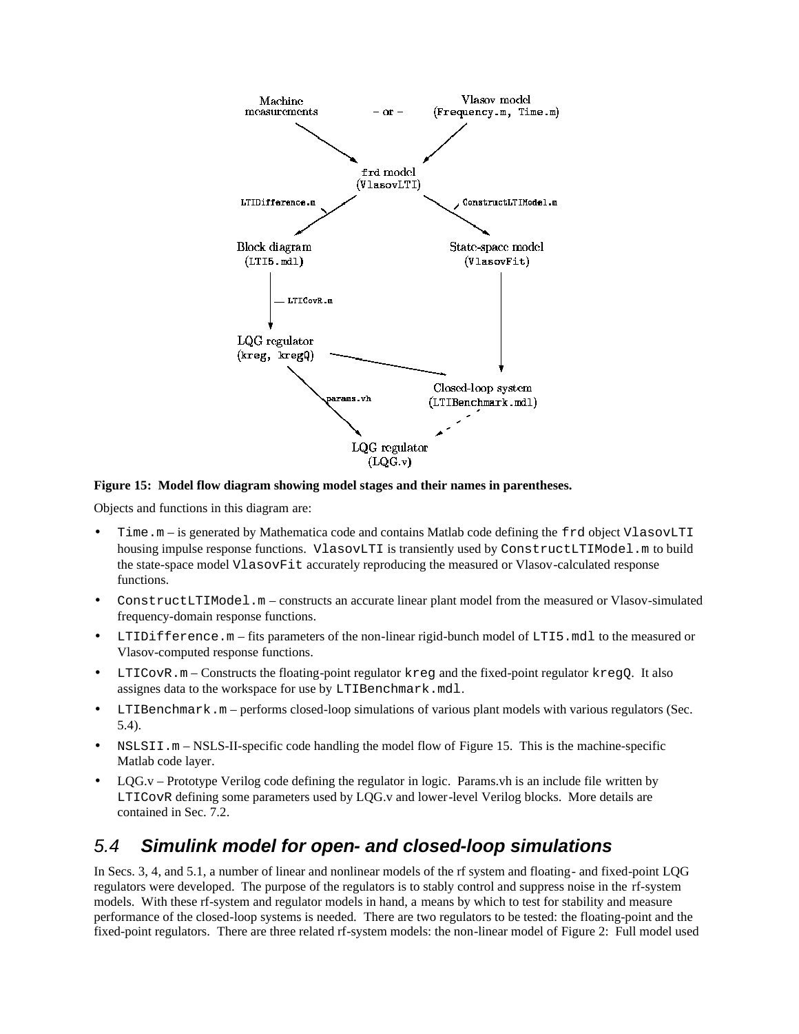**Figure 15: Model flow diagram showing model stages and their names in parentheses.**

Objects and functions in this diagram are:

- `Time.m` – is generated by Mathematica code and contains Matlab code defining the `frd` object `VlasovLTI` housing impulse response functions. `VlasovLTI` is transiently used by `ConstructLTIModel.m` to build the state-space model `VlasovFit` accurately reproducing the measured or Vlasov-calculated response functions.
- `ConstructLTIModel.m` – constructs an accurate linear plant model from the measured or Vlasov-simulated frequency-domain response functions.
- `LTIDifference.m` – fits parameters of the non-linear rigid-bunch model of `LTI5.mdl` to the measured or Vlasov-computed response functions.
- `LTICovR.m` – Constructs the floating-point regulator `kreg` and the fixed-point regulator `kregQ`. It also assignes data to the workspace for use by `LTIBenchmark.mdl`.
- `LTIBenchmark.m` – performs closed-loop simulations of various plant models with various regulators (Sec. 5.4).
- `NSLSII.m` – NSLS-II-specific code handling the model flow of Figure 15. This is the machine-specific Matlab code layer.
- LQG.v – Prototype Verilog code defining the regulator in logic. Params.vh is an include file written by `LTICovR` defining some parameters used by LQG.v and lower-level Verilog blocks. More details are contained in Sec. 7.2.

## 5.4 Simulink model for open- and closed-loop simulations

In Secs. 3, 4, and 5.1, a number of linear and nonlinear models of the rf system and floating- and fixed-point LQG regulators were developed. The purpose of the regulators is to stably control and suppress noise in the rf-system models. With these rf-system and regulator models in hand, a means by which to test for stability and measure performance of the closed-loop systems is needed. There are two regulators to be tested: the floating-point and the fixed-point regulators. There are three related rf-system models: the non-linear model of Figure 2: Full model used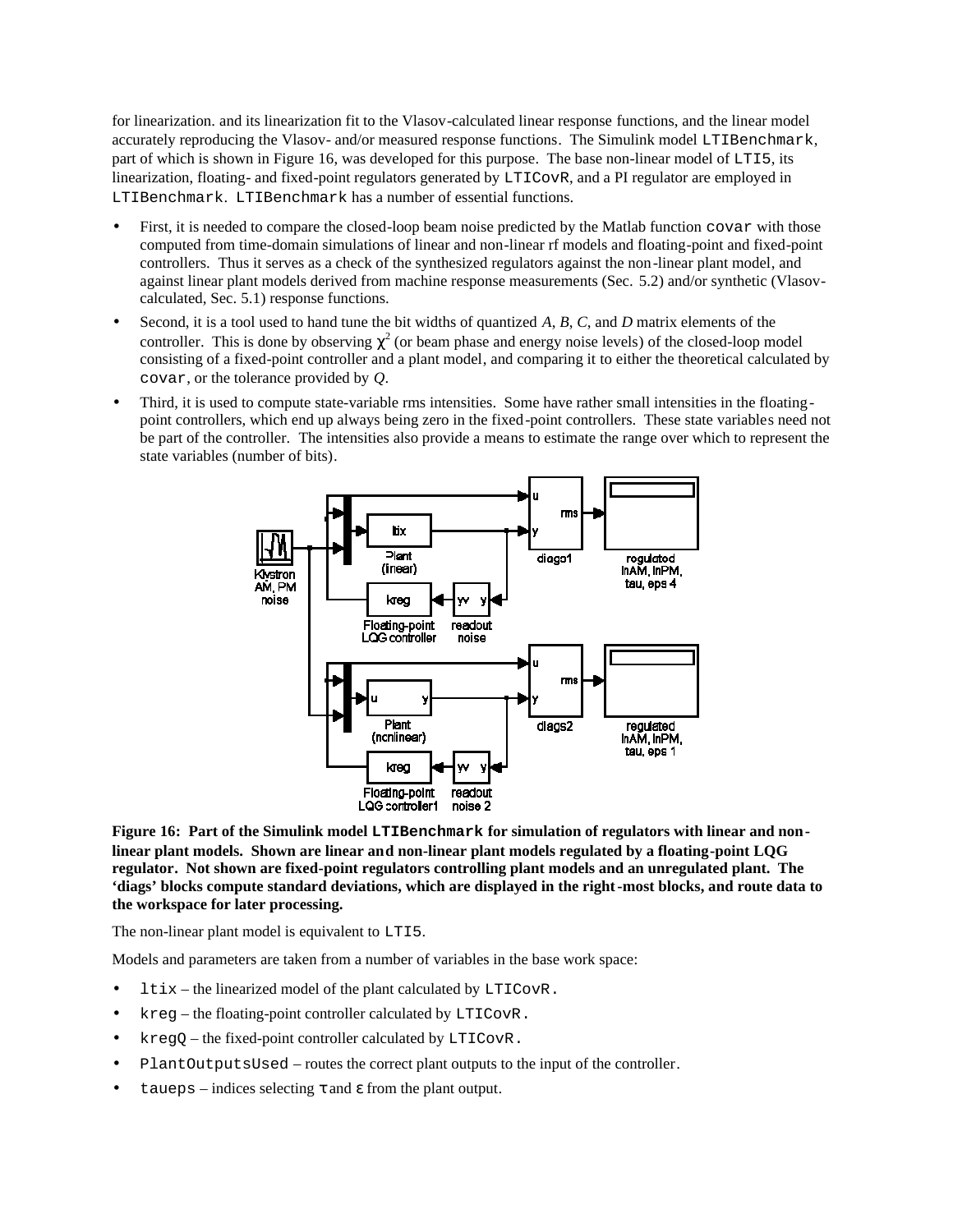for linearization. and its linearization fit to the Vlasov-calculated linear response functions, and the linear model accurately reproducing the Vlasov- and/or measured response functions. The Simulink model `LTIBenchmark`, part of which is shown in Figure 16, was developed for this purpose. The base non-linear model of `LTI5`, its linearization, floating- and fixed-point regulators generated by `LTICovR`, and a PI regulator are employed in `LTIBenchmark`. `LTIBenchmark` has a number of essential functions.

- First, it is needed to compare the closed-loop beam noise predicted by the Matlab function `covar` with those computed from time-domain simulations of linear and non-linear rf models and floating-point and fixed-point controllers. Thus it serves as a check of the synthesized regulators against the non-linear plant model, and against linear plant models derived from machine response measurements (Sec. 5.2) and/or synthetic (Vlasov-calculated, Sec. 5.1) response functions.
- Second, it is a tool used to hand tune the bit widths of quantized *A*, *B*, *C*, and *D* matrix elements of the controller. This is done by observing $\chi^2$ (or beam phase and energy noise levels) of the closed-loop model consisting of a fixed-point controller and a plant model, and comparing it to either the theoretical calculated by `covar`, or the tolerance provided by *Q*.
- Third, it is used to compute state-variable rms intensities. Some have rather small intensities in the floating-point controllers, which end up always being zero in the fixed-point controllers. These state variables need not be part of the controller. The intensities also provide a means to estimate the range over which to represent the state variables (number of bits).

**Figure 16: Part of the Simulink model `LTIBenchmark` for simulation of regulators with linear and non-linear plant models. Shown are linear and non-linear plant models regulated by a floating-point LQG regulator. Not shown are fixed-point regulators controlling plant models and an unregulated plant. The 'diags' blocks compute standard deviations, which are displayed in the right-most blocks, and route data to the workspace for later processing.**

The non-linear plant model is equivalent to `LTI5`.

Models and parameters are taken from a number of variables in the base work space:

- `ltix` – the linearized model of the plant calculated by `LTICovR.`
- `kreg` – the floating-point controller calculated by `LTICovR.`
- `kregQ` – the fixed-point controller calculated by `LTICovR.`
- `PlantOutputsUsed` – routes the correct plant outputs to the input of the controller.
- `taueps` – indices selecting $\tau$ and $\varepsilon$ from the plant output.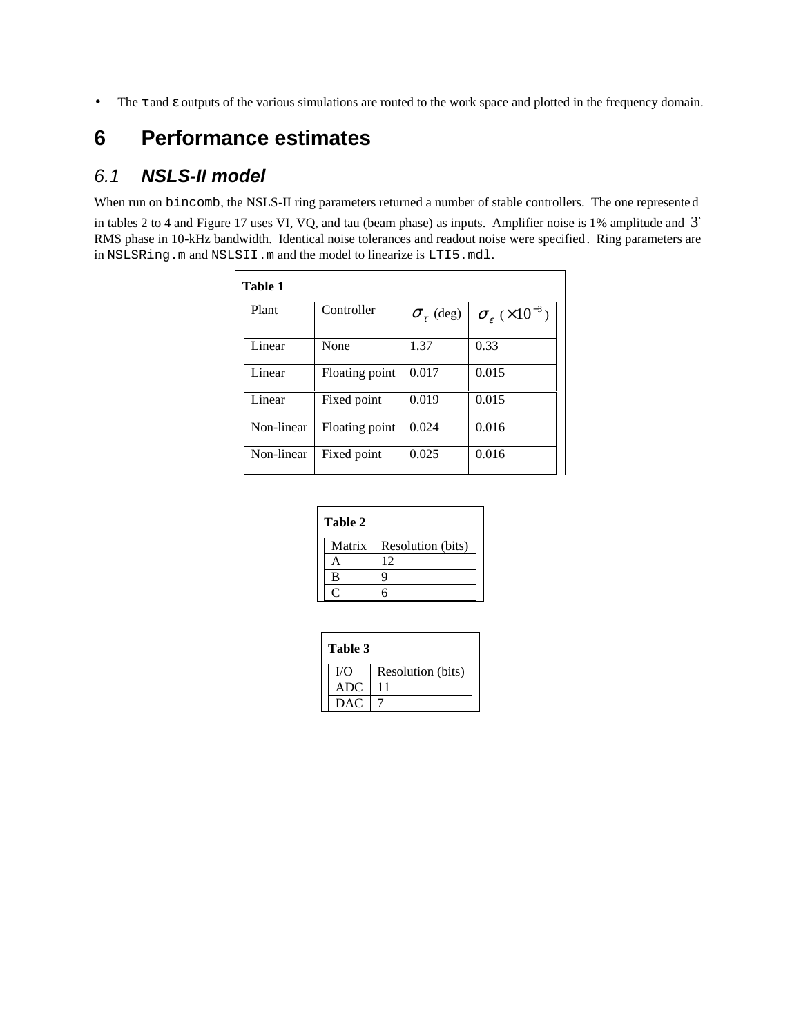- The $\tau$ and $\varepsilon$ outputs of the various simulations are routed to the work space and plotted in the frequency domain.

# 6 Performance estimates

## 6.1 *NSLS-II model*

When run on `bincomb`, the NSLS-II ring parameters returned a number of stable controllers. The one represented in tables 2 to 4 and Figure 17 uses VI, VQ, and tau (beam phase) as inputs. Amplifier noise is 1% amplitude and $3^\circ$ RMS phase in 10-kHz bandwidth. Identical noise tolerances and readout noise were specified. Ring parameters are in `NSLSRing.m` and `NSLSII.m` and the model to linearize is `LTI5.mdl`.

**Table 1**

| Plant | Controller | $\sigma_\tau$ (deg) | $\sigma_\varepsilon$ ($\times 10^{-3}$) |
|---|---|---|---|
| Linear | None | 1.37 | 0.33 |
| Linear | Floating point | 0.017 | 0.015 |
| Linear | Fixed point | 0.019 | 0.015 |
| Non-linear | Floating point | 0.024 | 0.016 |
| Non-linear | Fixed point | 0.025 | 0.016 |

**Table 2**

| Matrix | Resolution (bits) |
|---|---|
| A | 12 |
| B | 9 |
| C | 6 |

**Table 3**

| I/O | Resolution (bits) |
|---|---|
| ADC | 11 |
| DAC | 7 |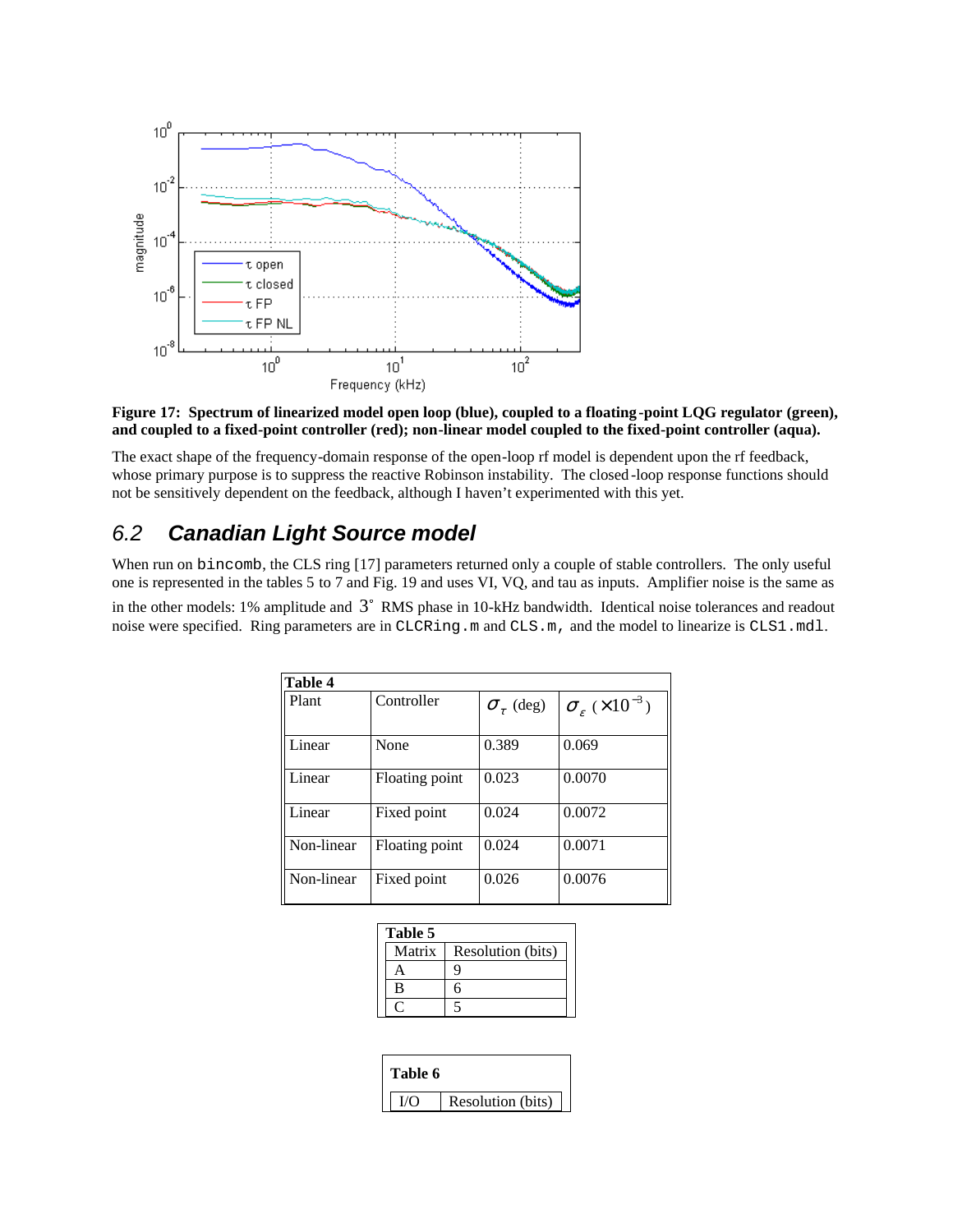**Figure 17: Spectrum of linearized model open loop (blue), coupled to a floating-point LQG regulator (green), and coupled to a fixed-point controller (red); non-linear model coupled to the fixed-point controller (aqua).**

The exact shape of the frequency-domain response of the open-loop rf model is dependent upon the rf feedback, whose primary purpose is to suppress the reactive Robinson instability. The closed-loop response functions should not be sensitively dependent on the feedback, although I haven't experimented with this yet.

## 6.2 Canadian Light Source model

When run on `bincomb`, the CLS ring [17] parameters returned only a couple of stable controllers. The only useful one is represented in the tables 5 to 7 and Fig. 19 and uses VI, VQ, and tau as inputs. Amplifier noise is the same as in the other models: 1% amplitude and $3^\circ$ RMS phase in 10-kHz bandwidth. Identical noise tolerances and readout noise were specified. Ring parameters are in `CLCRing.m` and `CLS.m`, and the model to linearize is `CLS1.mdl`.

**Table 4**

| Plant | Controller | $\sigma_\tau$ (deg) | $\sigma_\varepsilon$ ($\times 10^{-3}$) |
|---|---|---|---|
| Linear | None | 0.389 | 0.069 |
| Linear | Floating point | 0.023 | 0.0070 |
| Linear | Fixed point | 0.024 | 0.0072 |
| Non-linear | Floating point | 0.024 | 0.0071 |
| Non-linear | Fixed point | 0.026 | 0.0076 |

**Table 5**

| Matrix | Resolution (bits) |
|---|---|
| A | 9 |
| B | 6 |
| C | 5 |

**Table 6**

| I/O | Resolution (bits) |
|---|---|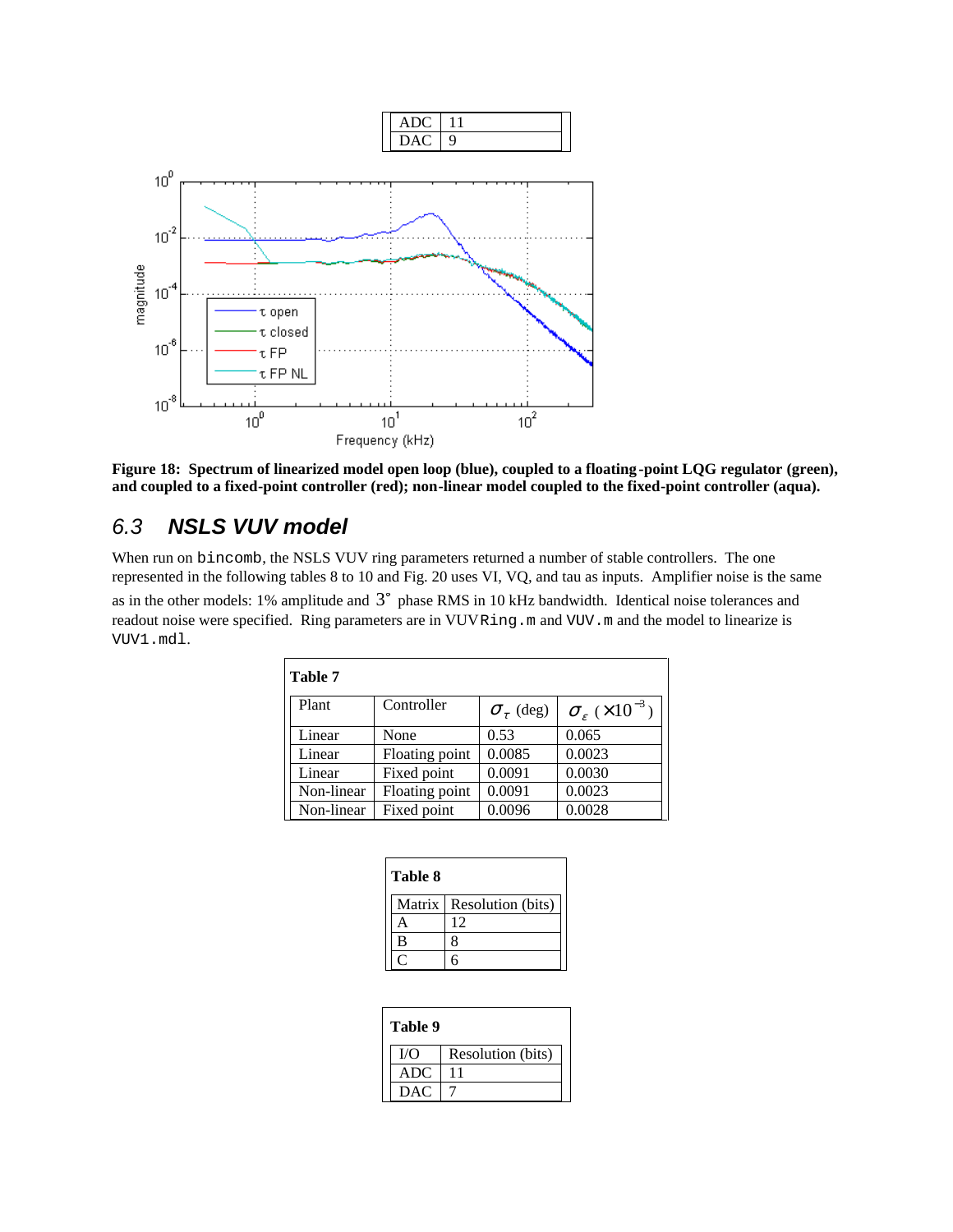| ADC | 11 |
|---|---|
| DAC | 9 |

**Figure 18: Spectrum of linearized model open loop (blue), coupled to a floating-point LQG regulator (green), and coupled to a fixed-point controller (red); non-linear model coupled to the fixed-point controller (aqua).**

## *6.3 NSLS VUV model*

When run on `bincomb`, the NSLS VUV ring parameters returned a number of stable controllers. The one represented in the following tables 8 to 10 and Fig. 20 uses VI, VQ, and tau as inputs. Amplifier noise is the same as in the other models: 1% amplitude and $3^\circ$ phase RMS in 10 kHz bandwidth. Identical noise tolerances and readout noise were specified. Ring parameters are in VUV`Ring.m` and `VUV.m` and the model to linearize is `VUV1.mdl`.

**Table 7**

| Plant | Controller | $\sigma_\tau$ (deg) | $\sigma_\varepsilon$ ($\times 10^{-3}$) |
|---|---|---|---|
| Linear | None | 0.53 | 0.065 |
| Linear | Floating point | 0.0085 | 0.0023 |
| Linear | Fixed point | 0.0091 | 0.0030 |
| Non-linear | Floating point | 0.0091 | 0.0023 |
| Non-linear | Fixed point | 0.0096 | 0.0028 |

**Table 8**

| Matrix | Resolution (bits) |
|---|---|
| A | 12 |
| B | 8 |
| C | 6 |

**Table 9**

| I/O | Resolution (bits) |
|---|---|
| ADC | 11 |
| DAC | 7 |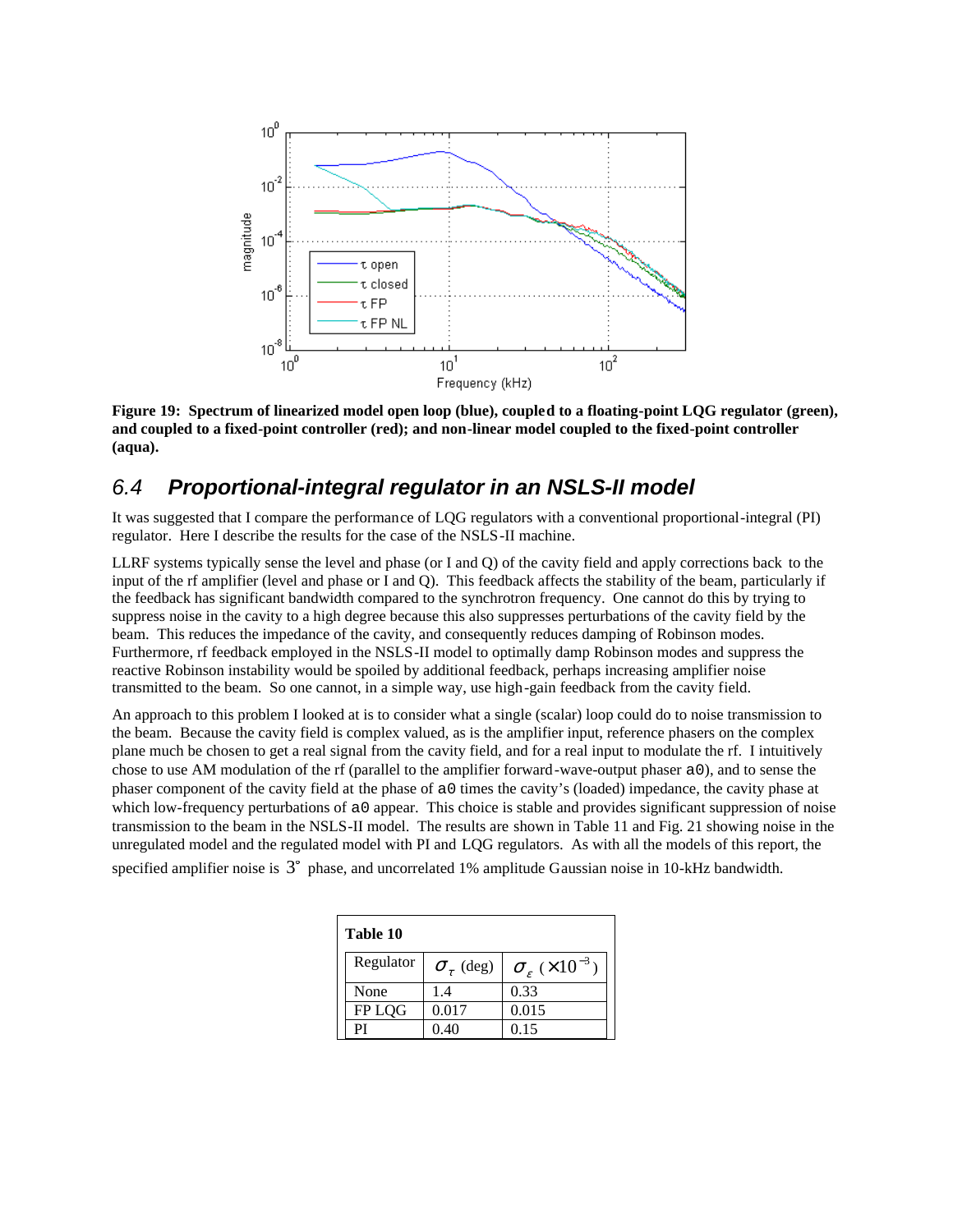Figure 19: **Spectrum of linearized model open loop (blue), coupled to a floating-point LQG regulator (green), and coupled to a fixed-point controller (red); and non-linear model coupled to the fixed-point controller (aqua).**

## *6.4 Proportional-integral regulator in an NSLS-II model*

It was suggested that I compare the performance of LQG regulators with a conventional proportional-integral (PI) regulator. Here I describe the results for the case of the NSLS-II machine.

LLRF systems typically sense the level and phase (or I and Q) of the cavity field and apply corrections back to the input of the rf amplifier (level and phase or I and Q). This feedback affects the stability of the beam, particularly if the feedback has significant bandwidth compared to the synchrotron frequency. One cannot do this by trying to suppress noise in the cavity to a high degree because this also suppresses perturbations of the cavity field by the beam. This reduces the impedance of the cavity, and consequently reduces damping of Robinson modes. Furthermore, rf feedback employed in the NSLS-II model to optimally damp Robinson modes and suppress the reactive Robinson instability would be spoiled by additional feedback, perhaps increasing amplifier noise transmitted to the beam. So one cannot, in a simple way, use high-gain feedback from the cavity field.

An approach to this problem I looked at is to consider what a single (scalar) loop could do to noise transmission to the beam. Because the cavity field is complex valued, as is the amplifier input, reference phasers on the complex plane much be chosen to get a real signal from the cavity field, and for a real input to modulate the rf. I intuitively chose to use AM modulation of the rf (parallel to the amplifier forward-wave-output phaser a0), and to sense the phaser component of the cavity field at the phase of a0 times the cavity's (loaded) impedance, the cavity phase at which low-frequency perturbations of a0 appear. This choice is stable and provides significant suppression of noise transmission to the beam in the NSLS-II model. The results are shown in Table 11 and Fig. 21 showing noise in the unregulated model and the regulated model with PI and LQG regulators. As with all the models of this report, the specified amplifier noise is $3^{\circ}$ phase, and uncorrelated 1% amplitude Gaussian noise in 10-kHz bandwidth.

**Table 10**

| Regulator | $\sigma_{\tau}$ (deg) | $\sigma_{\varepsilon}$ ($\times 10^{-3}$) |
|---|---|---|
| None | 1.4 | 0.33 |
| FP LQG | 0.017 | 0.015 |
| PI | 0.40 | 0.15 |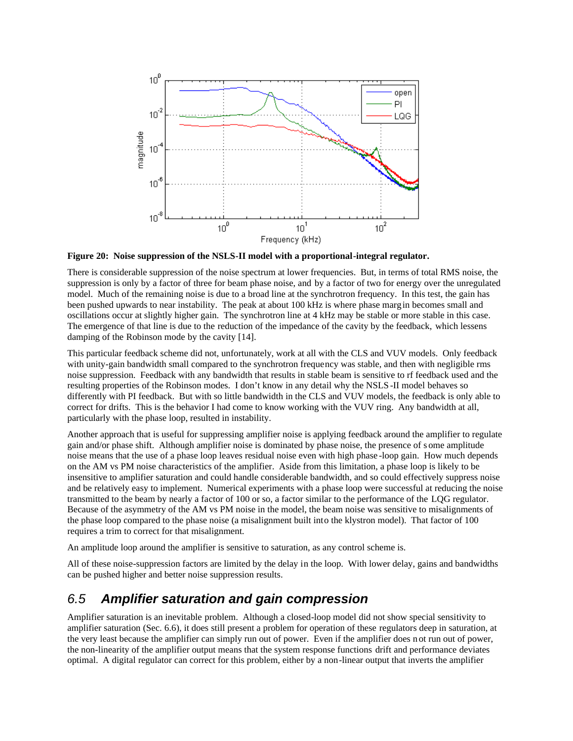**Figure 20: Noise suppression of the NSLS-II model with a proportional-integral regulator.**

There is considerable suppression of the noise spectrum at lower frequencies. But, in terms of total RMS noise, the suppression is only by a factor of three for beam phase noise, and by a factor of two for energy over the unregulated model. Much of the remaining noise is due to a broad line at the synchrotron frequency. In this test, the gain has been pushed upwards to near instability. The peak at about 100 kHz is where phase margin becomes small and oscillations occur at slightly higher gain. The synchrotron line at 4 kHz may be stable or more stable in this case. The emergence of that line is due to the reduction of the impedance of the cavity by the feedback, which lessens damping of the Robinson mode by the cavity [14].

This particular feedback scheme did not, unfortunately, work at all with the CLS and VUV models. Only feedback with unity-gain bandwidth small compared to the synchrotron frequency was stable, and then with negligible rms noise suppression. Feedback with any bandwidth that results in stable beam is sensitive to rf feedback used and the resulting properties of the Robinson modes. I don't know in any detail why the NSLS-II model behaves so differently with PI feedback. But with so little bandwidth in the CLS and VUV models, the feedback is only able to correct for drifts. This is the behavior I had come to know working with the VUV ring. Any bandwidth at all, particularly with the phase loop, resulted in instability.

Another approach that is useful for suppressing amplifier noise is applying feedback around the amplifier to regulate gain and/or phase shift. Although amplifier noise is dominated by phase noise, the presence of some amplitude noise means that the use of a phase loop leaves residual noise even with high phase-loop gain. How much depends on the AM vs PM noise characteristics of the amplifier. Aside from this limitation, a phase loop is likely to be insensitive to amplifier saturation and could handle considerable bandwidth, and so could effectively suppress noise and be relatively easy to implement. Numerical experiments with a phase loop were successful at reducing the noise transmitted to the beam by nearly a factor of 100 or so, a factor similar to the performance of the LQG regulator. Because of the asymmetry of the AM vs PM noise in the model, the beam noise was sensitive to misalignments of the phase loop compared to the phase noise (a misalignment built into the klystron model). That factor of 100 requires a trim to correct for that misalignment.

An amplitude loop around the amplifier is sensitive to saturation, as any control scheme is.

All of these noise-suppression factors are limited by the delay in the loop. With lower delay, gains and bandwidths can be pushed higher and better noise suppression results.

## 6.5 *Amplifier saturation and gain compression*

Amplifier saturation is an inevitable problem. Although a closed-loop model did not show special sensitivity to amplifier saturation (Sec. 6.6), it does still present a problem for operation of these regulators deep in saturation, at the very least because the amplifier can simply run out of power. Even if the amplifier does not run out of power, the non-linearity of the amplifier output means that the system response functions drift and performance deviates optimal. A digital regulator can correct for this problem, either by a non-linear output that inverts the amplifier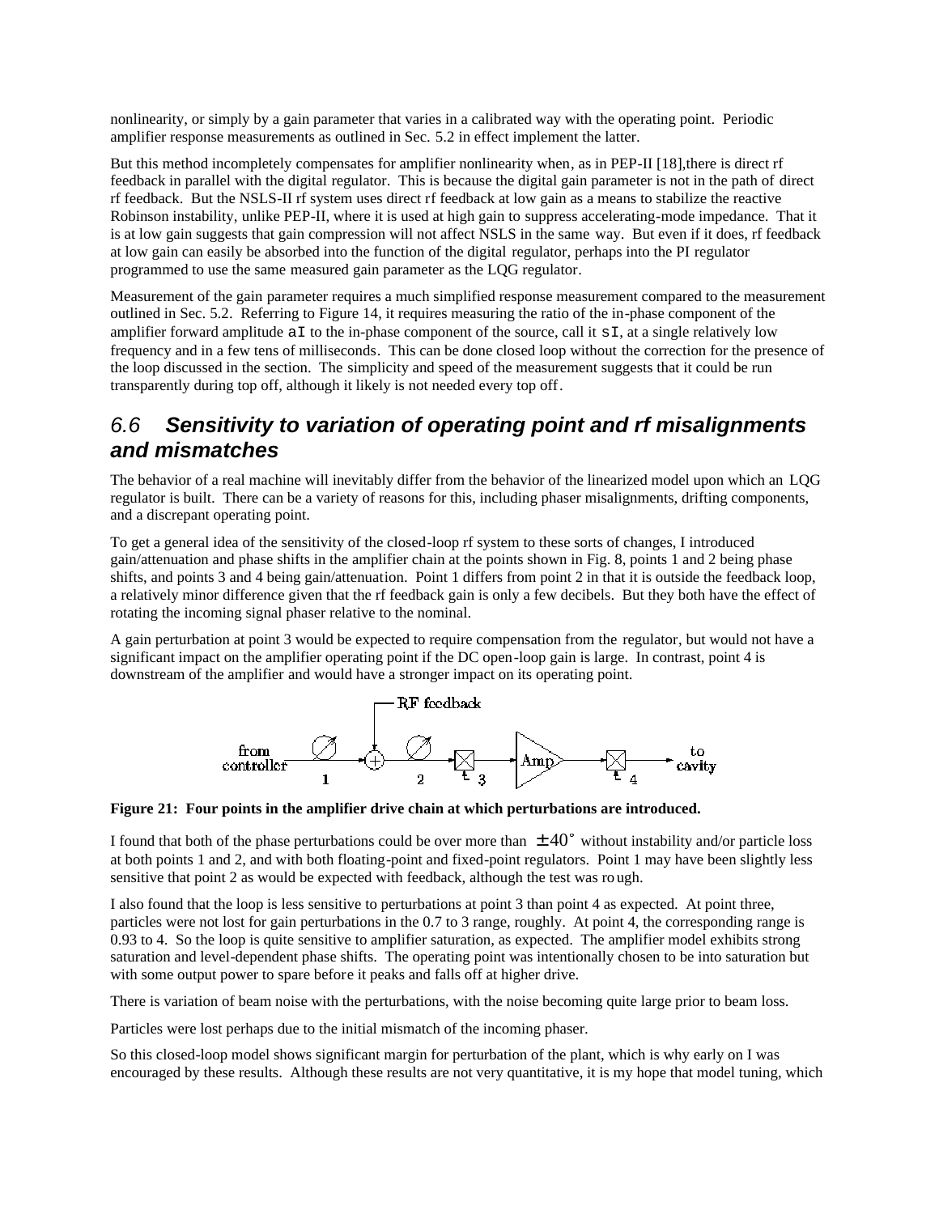nonlinearity, or simply by a gain parameter that varies in a calibrated way with the operating point. Periodic amplifier response measurements as outlined in Sec. 5.2 in effect implement the latter.

But this method incompletely compensates for amplifier nonlinearity when, as in PEP-II [18],there is direct rf feedback in parallel with the digital regulator. This is because the digital gain parameter is not in the path of direct rf feedback. But the NSLS-II rf system uses direct rf feedback at low gain as a means to stabilize the reactive Robinson instability, unlike PEP-II, where it is used at high gain to suppress accelerating-mode impedance. That it is at low gain suggests that gain compression will not affect NSLS in the same way. But even if it does, rf feedback at low gain can easily be absorbed into the function of the digital regulator, perhaps into the PI regulator programmed to use the same measured gain parameter as the LQG regulator.

Measurement of the gain parameter requires a much simplified response measurement compared to the measurement outlined in Sec. 5.2. Referring to Figure 14, it requires measuring the ratio of the in-phase component of the amplifier forward amplitude `aI` to the in-phase component of the source, call it `sI`, at a single relatively low frequency and in a few tens of milliseconds. This can be done closed loop without the correction for the presence of the loop discussed in the section. The simplicity and speed of the measurement suggests that it could be run transparently during top off, although it likely is not needed every top off.

## *6.6 Sensitivity to variation of operating point and rf misalignments and mismatches*

The behavior of a real machine will inevitably differ from the behavior of the linearized model upon which an LQG regulator is built. There can be a variety of reasons for this, including phaser misalignments, drifting components, and a discrepant operating point.

To get a general idea of the sensitivity of the closed-loop rf system to these sorts of changes, I introduced gain/attenuation and phase shifts in the amplifier chain at the points shown in Fig. 8, points 1 and 2 being phase shifts, and points 3 and 4 being gain/attenuation. Point 1 differs from point 2 in that it is outside the feedback loop, a relatively minor difference given that the rf feedback gain is only a few decibels. But they both have the effect of rotating the incoming signal phaser relative to the nominal.

A gain perturbation at point 3 would be expected to require compensation from the regulator, but would not have a significant impact on the amplifier operating point if the DC open-loop gain is large. In contrast, point 4 is downstream of the amplifier and would have a stronger impact on its operating point.

**Figure 21: Four points in the amplifier drive chain at which perturbations are introduced.**

I found that both of the phase perturbations could be over more than $\pm 40^\circ$ without instability and/or particle loss at both points 1 and 2, and with both floating-point and fixed-point regulators. Point 1 may have been slightly less sensitive that point 2 as would be expected with feedback, although the test was rough.

I also found that the loop is less sensitive to perturbations at point 3 than point 4 as expected. At point three, particles were not lost for gain perturbations in the 0.7 to 3 range, roughly. At point 4, the corresponding range is 0.93 to 4. So the loop is quite sensitive to amplifier saturation, as expected. The amplifier model exhibits strong saturation and level-dependent phase shifts. The operating point was intentionally chosen to be into saturation but with some output power to spare before it peaks and falls off at higher drive.

There is variation of beam noise with the perturbations, with the noise becoming quite large prior to beam loss.

Particles were lost perhaps due to the initial mismatch of the incoming phaser.

So this closed-loop model shows significant margin for perturbation of the plant, which is why early on I was encouraged by these results. Although these results are not very quantitative, it is my hope that model tuning, which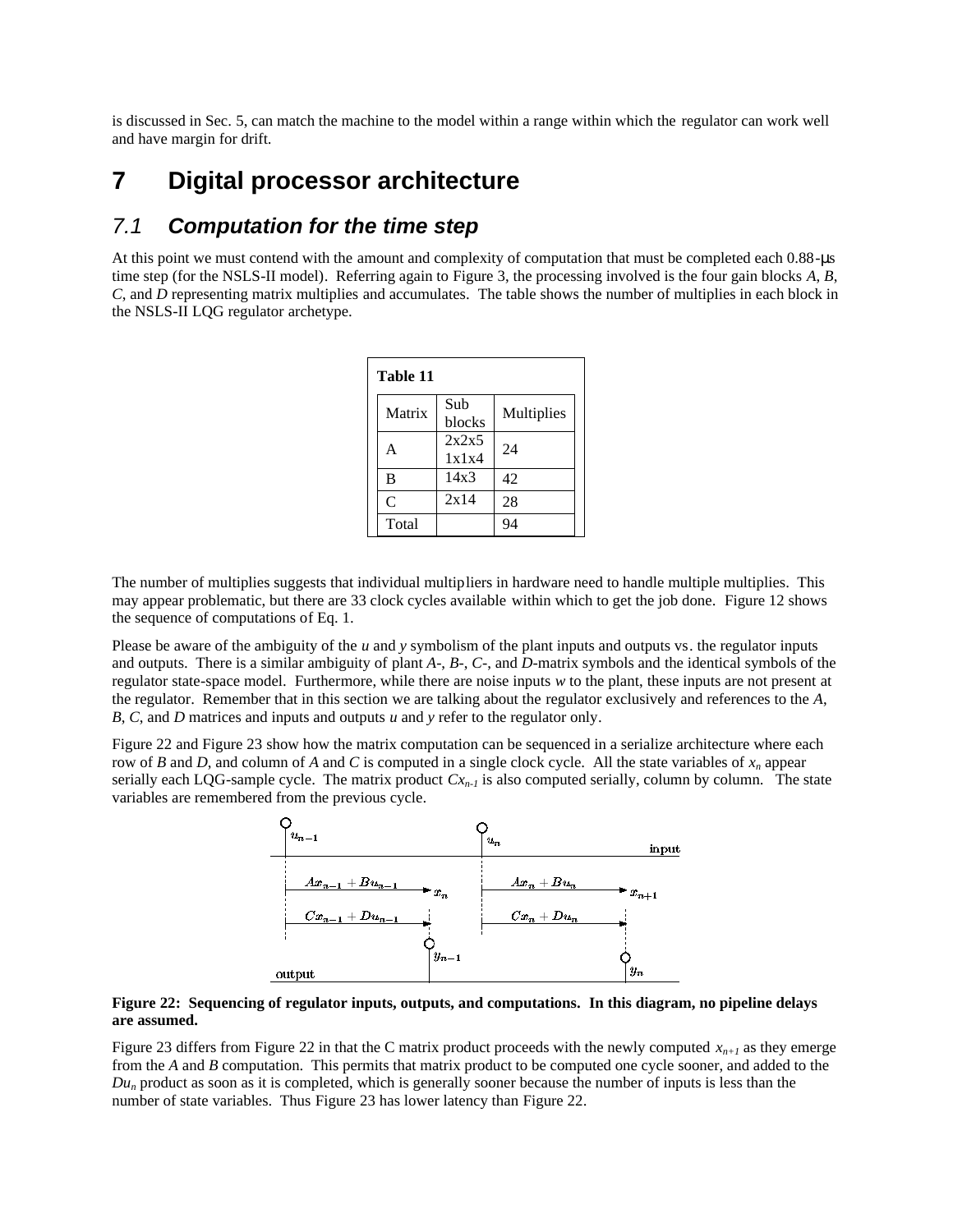is discussed in Sec. 5, can match the machine to the model within a range within which the regulator can work well and have margin for drift.

# 7 Digital processor architecture

## 7.1 Computation for the time step

At this point we must contend with the amount and complexity of computation that must be completed each 0.88-μs time step (for the NSLS-II model). Referring again to Figure 3, the processing involved is the four gain blocks *A*, *B*, *C*, and *D* representing matrix multiplies and accumulates. The table shows the number of multiplies in each block in the NSLS-II LQG regulator archetype.

**Table 11**

| Matrix | Sub blocks | Multiplies |
|---|---|---|
| A | 2x2x5 1x1x4 | 24 |
| B | 14x3 | 42 |
| C | 2x14 | 28 |
| Total | | 94 |

The number of multiplies suggests that individual multipliers in hardware need to handle multiple multiplies. This may appear problematic, but there are 33 clock cycles available within which to get the job done. Figure 12 shows the sequence of computations of Eq. 1.

Please be aware of the ambiguity of the *u* and *y* symbolism of the plant inputs and outputs vs. the regulator inputs and outputs. There is a similar ambiguity of plant *A*-, *B*-, *C*-, and *D*-matrix symbols and the identical symbols of the regulator state-space model. Furthermore, while there are noise inputs *w* to the plant, these inputs are not present at the regulator. Remember that in this section we are talking about the regulator exclusively and references to the *A*, *B*, *C*, and *D* matrices and inputs and outputs *u* and *y* refer to the regulator only.

Figure 22 and Figure 23 show how the matrix computation can be sequenced in a serialize architecture where each row of *B* and *D*, and column of *A* and *C* is computed in a single clock cycle. All the state variables of $x_n$ appear serially each LQG-sample cycle. The matrix product $Cx_{n-1}$ is also computed serially, column by column. The state variables are remembered from the previous cycle.

$u_{n-1}$, $u_n$ — input

$Ax_{n-1} + Bu_{n-1} \rightarrow x_n$ $\quad$ $Ax_n + Bu_n \rightarrow x_{n+1}$

$Cx_{n-1} + Du_{n-1}$ $\quad$ $Cx_n + Du_n$

$y_{n-1}$, $y_n$ — output

**Figure 22: Sequencing of regulator inputs, outputs, and computations. In this diagram, no pipeline delays are assumed.**

Figure 23 differs from Figure 22 in that the C matrix product proceeds with the newly computed $x_{n+1}$ as they emerge from the *A* and *B* computation. This permits that matrix product to be computed one cycle sooner, and added to the $Du_n$ product as soon as it is completed, which is generally sooner because the number of inputs is less than the number of state variables. Thus Figure 23 has lower latency than Figure 22.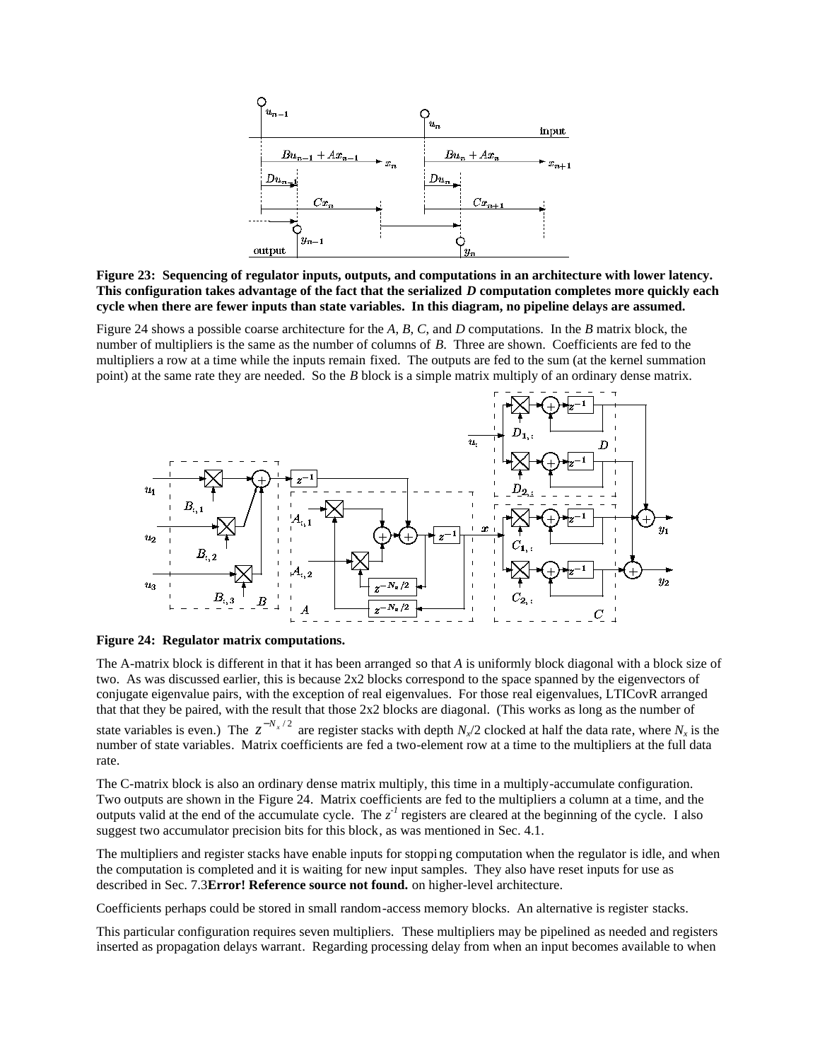**Figure 23: Sequencing of regulator inputs, outputs, and computations in an architecture with lower latency. This configuration takes advantage of the fact that the serialized *D* computation completes more quickly each cycle when there are fewer inputs than state variables. In this diagram, no pipeline delays are assumed.**

Figure 24 shows a possible coarse architecture for the *A*, *B*, *C*, and *D* computations. In the *B* matrix block, the number of multipliers is the same as the number of columns of *B*. Three are shown. Coefficients are fed to the multipliers a row at a time while the inputs remain fixed. The outputs are fed to the sum (at the kernel summation point) at the same rate they are needed. So the *B* block is a simple matrix multiply of an ordinary dense matrix.

**Figure 24: Regulator matrix computations.**

The A-matrix block is different in that it has been arranged so that *A* is uniformly block diagonal with a block size of two. As was discussed earlier, this is because 2x2 blocks correspond to the space spanned by the eigenvectors of conjugate eigenvalue pairs, with the exception of real eigenvalues. For those real eigenvalues, LTICovR arranged that that they be paired, with the result that those 2x2 blocks are diagonal. (This works as long as the number of state variables is even.) The $z^{-N_x/2}$ are register stacks with depth $N_x/2$ clocked at half the data rate, where $N_x$ is the number of state variables. Matrix coefficients are fed a two-element row at a time to the multipliers at the full data rate.

The C-matrix block is also an ordinary dense matrix multiply, this time in a multiply-accumulate configuration. Two outputs are shown in the Figure 24. Matrix coefficients are fed to the multipliers a column at a time, and the outputs valid at the end of the accumulate cycle. The $z^{-1}$ registers are cleared at the beginning of the cycle. I also suggest two accumulator precision bits for this block, as was mentioned in Sec. 4.1.

The multipliers and register stacks have enable inputs for stopping computation when the regulator is idle, and when the computation is completed and it is waiting for new input samples. They also have reset inputs for use as described in Sec. 7.3**Error! Reference source not found.** on higher-level architecture.

Coefficients perhaps could be stored in small random-access memory blocks. An alternative is register stacks.

This particular configuration requires seven multipliers. These multipliers may be pipelined as needed and registers inserted as propagation delays warrant. Regarding processing delay from when an input becomes available to when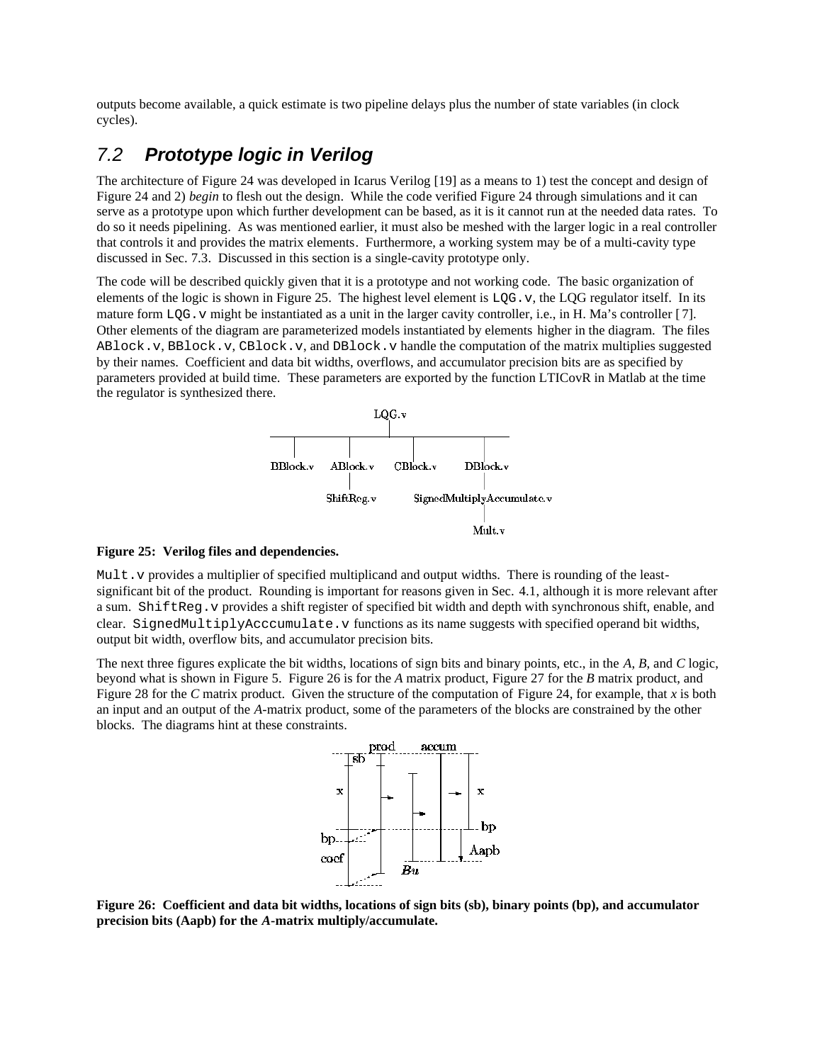outputs become available, a quick estimate is two pipeline delays plus the number of state variables (in clock cycles).

## 7.2 *Prototype logic in Verilog*

The architecture of Figure 24 was developed in Icarus Verilog [19] as a means to 1) test the concept and design of Figure 24 and 2) *begin* to flesh out the design. While the code verified Figure 24 through simulations and it can serve as a prototype upon which further development can be based, as it is it cannot run at the needed data rates. To do so it needs pipelining. As was mentioned earlier, it must also be meshed with the larger logic in a real controller that controls it and provides the matrix elements. Furthermore, a working system may be of a multi-cavity type discussed in Sec. 7.3. Discussed in this section is a single-cavity prototype only.

The code will be described quickly given that it is a prototype and not working code. The basic organization of elements of the logic is shown in Figure 25. The highest level element is `LQG.v`, the LQG regulator itself. In its mature form `LQG.v` might be instantiated as a unit in the larger cavity controller, i.e., in H. Ma's controller [7]. Other elements of the diagram are parameterized models instantiated by elements higher in the diagram. The files `ABlock.v`, `BBlock.v`, `CBlock.v`, and `DBlock.v` handle the computation of the matrix multiplies suggested by their names. Coefficient and data bit widths, overflows, and accumulator precision bits are as specified by parameters provided at build time. These parameters are exported by the function LTICovR in Matlab at the time the regulator is synthesized there.

**Figure 25: Verilog files and dependencies.**

`Mult.v` provides a multiplier of specified multiplicand and output widths. There is rounding of the least-significant bit of the product. Rounding is important for reasons given in Sec. 4.1, although it is more relevant after a sum. `ShiftReg.v` provides a shift register of specified bit width and depth with synchronous shift, enable, and clear. `SignedMultiplyAcccumulate.v` functions as its name suggests with specified operand bit widths, output bit width, overflow bits, and accumulator precision bits.

The next three figures explicate the bit widths, locations of sign bits and binary points, etc., in the *A*, *B*, and *C* logic, beyond what is shown in Figure 5. Figure 26 is for the *A* matrix product, Figure 27 for the *B* matrix product, and Figure 28 for the *C* matrix product. Given the structure of the computation of Figure 24, for example, that *x* is both an input and an output of the *A*-matrix product, some of the parameters of the blocks are constrained by the other blocks. The diagrams hint at these constraints.

**Figure 26: Coefficient and data bit widths, locations of sign bits (sb), binary points (bp), and accumulator precision bits (Aapb) for the *A*-matrix multiply/accumulate.**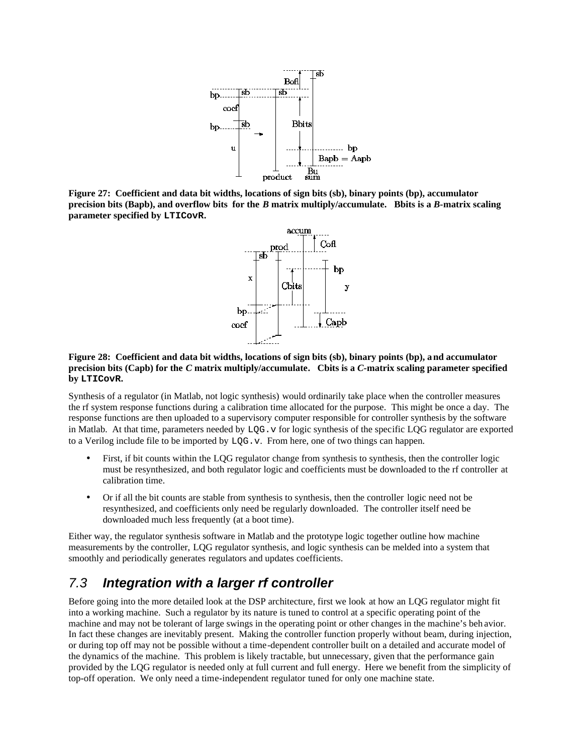**Figure 27: Coefficient and data bit widths, locations of sign bits (sb), binary points (bp), accumulator precision bits (Bapb), and overflow bits for the *B* matrix multiply/accumulate. Bbits is a *B*-matrix scaling parameter specified by `LTICovR`.**

**Figure 28: Coefficient and data bit widths, locations of sign bits (sb), binary points (bp), and accumulator precision bits (Capb) for the *C* matrix multiply/accumulate. Cbits is a *C*-matrix scaling parameter specified by `LTICovR`.**

Synthesis of a regulator (in Matlab, not logic synthesis) would ordinarily take place when the controller measures the rf system response functions during a calibration time allocated for the purpose. This might be once a day. The response functions are then uploaded to a supervisory computer responsible for controller synthesis by the software in Matlab. At that time, parameters needed by `LQG.v` for logic synthesis of the specific LQG regulator are exported to a Verilog include file to be imported by `LQG.v`. From here, one of two things can happen.

- First, if bit counts within the LQG regulator change from synthesis to synthesis, then the controller logic must be resynthesized, and both regulator logic and coefficients must be downloaded to the rf controller at calibration time.
- Or if all the bit counts are stable from synthesis to synthesis, then the controller logic need not be resynthesized, and coefficients only need be regularly downloaded. The controller itself need be downloaded much less frequently (at a boot time).

Either way, the regulator synthesis software in Matlab and the prototype logic together outline how machine measurements by the controller, LQG regulator synthesis, and logic synthesis can be melded into a system that smoothly and periodically generates regulators and updates coefficients.

## 7.3 *Integration with a larger rf controller*

Before going into the more detailed look at the DSP architecture, first we look at how an LQG regulator might fit into a working machine. Such a regulator by its nature is tuned to control at a specific operating point of the machine and may not be tolerant of large swings in the operating point or other changes in the machine's behavior. In fact these changes are inevitably present. Making the controller function properly without beam, during injection, or during top off may not be possible without a time-dependent controller built on a detailed and accurate model of the dynamics of the machine. This problem is likely tractable, but unnecessary, given that the performance gain provided by the LQG regulator is needed only at full current and full energy. Here we benefit from the simplicity of top-off operation. We only need a time-independent regulator tuned for only one machine state.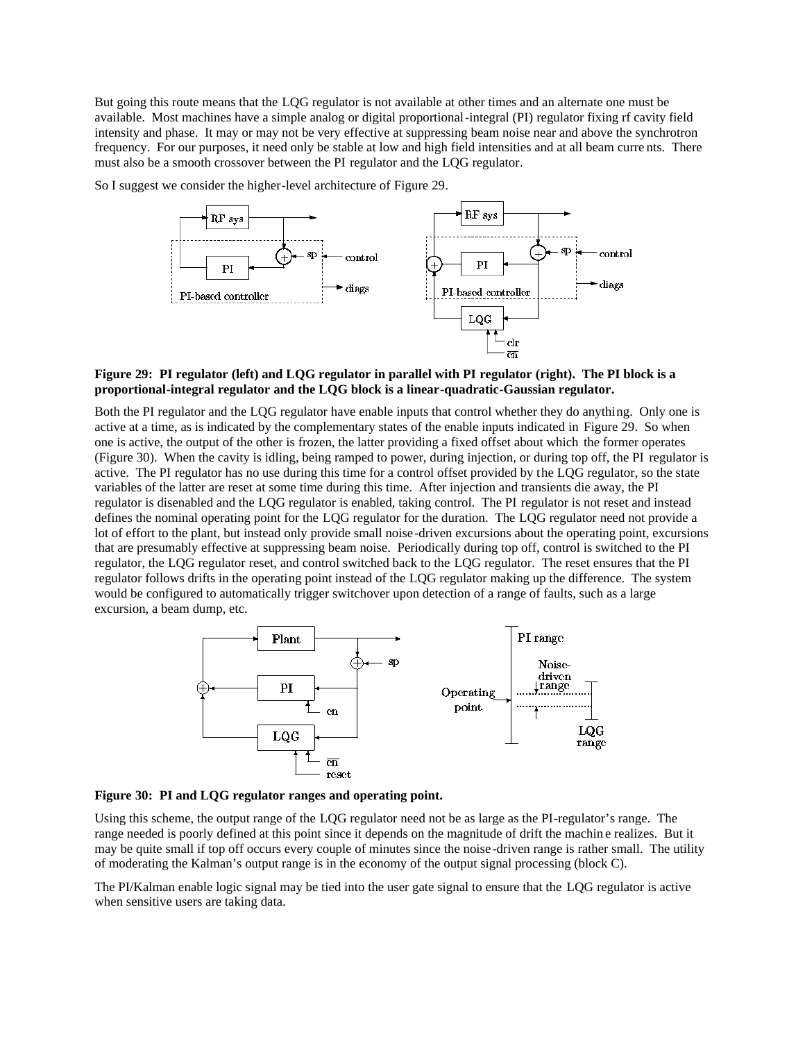But going this route means that the LQG regulator is not available at other times and an alternate one must be available. Most machines have a simple analog or digital proportional-integral (PI) regulator fixing rf cavity field intensity and phase. It may or may not be very effective at suppressing beam noise near and above the synchrotron frequency. For our purposes, it need only be stable at low and high field intensities and at all beam currents. There must also be a smooth crossover between the PI regulator and the LQG regulator.

So I suggest we consider the higher-level architecture of Figure 29.

**Figure 29: PI regulator (left) and LQG regulator in parallel with PI regulator (right). The PI block is a proportional-integral regulator and the LQG block is a linear-quadratic-Gaussian regulator.**

Both the PI regulator and the LQG regulator have enable inputs that control whether they do anything. Only one is active at a time, as is indicated by the complementary states of the enable inputs indicated in Figure 29. So when one is active, the output of the other is frozen, the latter providing a fixed offset about which the former operates (Figure 30). When the cavity is idling, being ramped to power, during injection, or during top off, the PI regulator is active. The PI regulator has no use during this time for a control offset provided by the LQG regulator, so the state variables of the latter are reset at some time during this time. After injection and transients die away, the PI regulator is disenabled and the LQG regulator is enabled, taking control. The PI regulator is not reset and instead defines the nominal operating point for the LQG regulator for the duration. The LQG regulator need not provide a lot of effort to the plant, but instead only provide small noise-driven excursions about the operating point, excursions that are presumably effective at suppressing beam noise. Periodically during top off, control is switched to the PI regulator, the LQG regulator reset, and control switched back to the LQG regulator. The reset ensures that the PI regulator follows drifts in the operating point instead of the LQG regulator making up the difference. The system would be configured to automatically trigger switchover upon detection of a range of faults, such as a large excursion, a beam dump, etc.

**Figure 30: PI and LQG regulator ranges and operating point.**

Using this scheme, the output range of the LQG regulator need not be as large as the PI-regulator's range. The range needed is poorly defined at this point since it depends on the magnitude of drift the machine realizes. But it may be quite small if top off occurs every couple of minutes since the noise-driven range is rather small. The utility of moderating the Kalman's output range is in the economy of the output signal processing (block C).

The PI/Kalman enable logic signal may be tied into the user gate signal to ensure that the LQG regulator is active when sensitive users are taking data.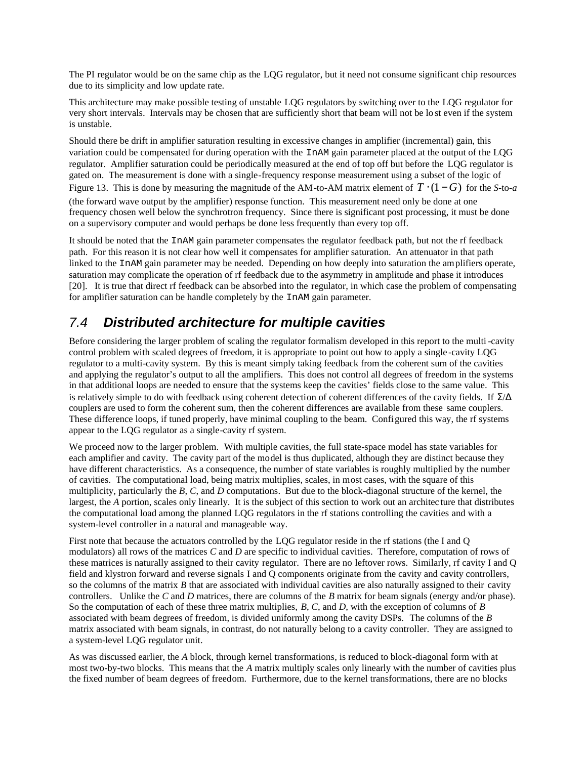The PI regulator would be on the same chip as the LQG regulator, but it need not consume significant chip resources due to its simplicity and low update rate.

This architecture may make possible testing of unstable LQG regulators by switching over to the LQG regulator for very short intervals. Intervals may be chosen that are sufficiently short that beam will not be lost even if the system is unstable.

Should there be drift in amplifier saturation resulting in excessive changes in amplifier (incremental) gain, this variation could be compensated for during operation with the `InAM` gain parameter placed at the output of the LQG regulator. Amplifier saturation could be periodically measured at the end of top off but before the LQG regulator is gated on. The measurement is done with a single-frequency response measurement using a subset of the logic of Figure 13. This is done by measuring the magnitude of the AM-to-AM matrix element of $T \cdot (1 - G)$ for the *S*-to-*a* (the forward wave output by the amplifier) response function. This measurement need only be done at one frequency chosen well below the synchrotron frequency. Since there is significant post processing, it must be done on a supervisory computer and would perhaps be done less frequently than every top off.

It should be noted that the `InAM` gain parameter compensates the regulator feedback path, but not the rf feedback path. For this reason it is not clear how well it compensates for amplifier saturation. An attenuator in that path linked to the `InAM` gain parameter may be needed. Depending on how deeply into saturation the amplifiers operate, saturation may complicate the operation of rf feedback due to the asymmetry in amplitude and phase it introduces [20]. It is true that direct rf feedback can be absorbed into the regulator, in which case the problem of compensating for amplifier saturation can be handle completely by the `InAM` gain parameter.

## *7.4 Distributed architecture for multiple cavities*

Before considering the larger problem of scaling the regulator formalism developed in this report to the multi-cavity control problem with scaled degrees of freedom, it is appropriate to point out how to apply a single-cavity LQG regulator to a multi-cavity system. By this is meant simply taking feedback from the coherent sum of the cavities and applying the regulator's output to all the amplifiers. This does not control all degrees of freedom in the systems in that additional loops are needed to ensure that the systems keep the cavities' fields close to the same value. This is relatively simple to do with feedback using coherent detection of coherent differences of the cavity fields. If $\Sigma/\Delta$ couplers are used to form the coherent sum, then the coherent differences are available from these same couplers. These difference loops, if tuned properly, have minimal coupling to the beam. Configured this way, the rf systems appear to the LQG regulator as a single-cavity rf system.

We proceed now to the larger problem. With multiple cavities, the full state-space model has state variables for each amplifier and cavity. The cavity part of the model is thus duplicated, although they are distinct because they have different characteristics. As a consequence, the number of state variables is roughly multiplied by the number of cavities. The computational load, being matrix multiplies, scales, in most cases, with the square of this multiplicity, particularly the *B*, *C*, and *D* computations. But due to the block-diagonal structure of the kernel, the largest, the *A* portion, scales only linearly. It is the subject of this section to work out an architecture that distributes the computational load among the planned LQG regulators in the rf stations controlling the cavities and with a system-level controller in a natural and manageable way.

First note that because the actuators controlled by the LQG regulator reside in the rf stations (the I and Q modulators) all rows of the matrices *C* and *D* are specific to individual cavities. Therefore, computation of rows of these matrices is naturally assigned to their cavity regulator. There are no leftover rows. Similarly, rf cavity I and Q field and klystron forward and reverse signals I and Q components originate from the cavity and cavity controllers, so the columns of the matrix *B* that are associated with individual cavities are also naturally assigned to their cavity controllers. Unlike the *C* and *D* matrices, there are columns of the *B* matrix for beam signals (energy and/or phase). So the computation of each of these three matrix multiplies, *B*, *C*, and *D*, with the exception of columns of *B* associated with beam degrees of freedom, is divided uniformly among the cavity DSPs. The columns of the *B* matrix associated with beam signals, in contrast, do not naturally belong to a cavity controller. They are assigned to a system-level LQG regulator unit.

As was discussed earlier, the *A* block, through kernel transformations, is reduced to block-diagonal form with at most two-by-two blocks. This means that the *A* matrix multiply scales only linearly with the number of cavities plus the fixed number of beam degrees of freedom. Furthermore, due to the kernel transformations, there are no blocks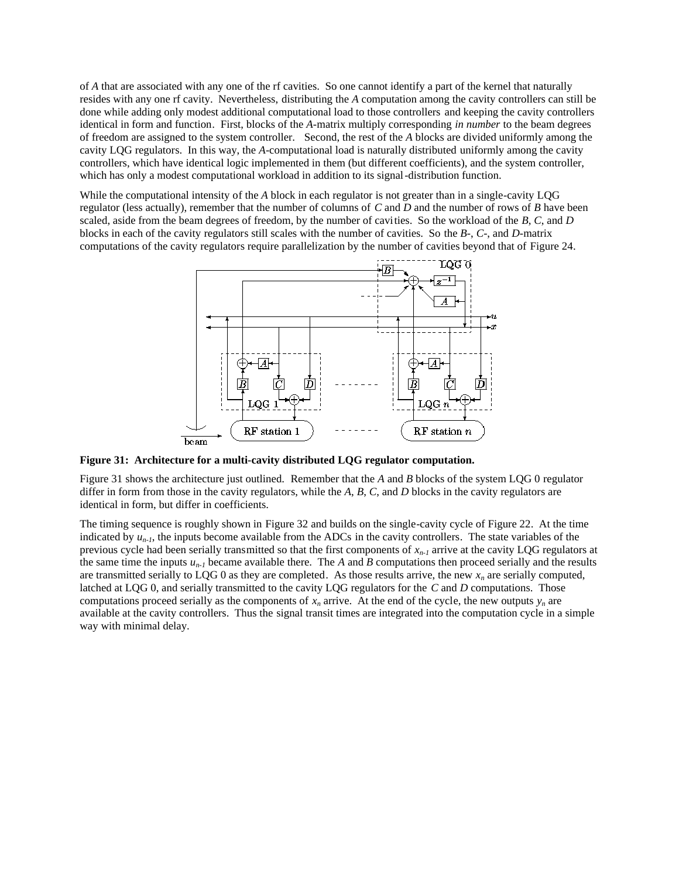of *A* that are associated with any one of the rf cavities. So one cannot identify a part of the kernel that naturally resides with any one rf cavity. Nevertheless, distributing the *A* computation among the cavity controllers can still be done while adding only modest additional computational load to those controllers and keeping the cavity controllers identical in form and function. First, blocks of the *A*-matrix multiply corresponding *in number* to the beam degrees of freedom are assigned to the system controller. Second, the rest of the *A* blocks are divided uniformly among the cavity LQG regulators. In this way, the *A*-computational load is naturally distributed uniformly among the cavity controllers, which have identical logic implemented in them (but different coefficients), and the system controller, which has only a modest computational workload in addition to its signal-distribution function.

While the computational intensity of the *A* block in each regulator is not greater than in a single-cavity LQG regulator (less actually), remember that the number of columns of *C* and *D* and the number of rows of *B* have been scaled, aside from the beam degrees of freedom, by the number of cavities. So the workload of the *B*, *C*, and *D* blocks in each of the cavity regulators still scales with the number of cavities. So the *B*-, *C*-, and *D*-matrix computations of the cavity regulators require parallelization by the number of cavities beyond that of Figure 24.

**Figure 31: Architecture for a multi-cavity distributed LQG regulator computation.**

Figure 31 shows the architecture just outlined. Remember that the *A* and *B* blocks of the system LQG 0 regulator differ in form from those in the cavity regulators, while the *A*, *B*, *C*, and *D* blocks in the cavity regulators are identical in form, but differ in coefficients.

The timing sequence is roughly shown in Figure 32 and builds on the single-cavity cycle of Figure 22. At the time indicated by $u_{n-1}$, the inputs become available from the ADCs in the cavity controllers. The state variables of the previous cycle had been serially transmitted so that the first components of $x_{n-1}$ arrive at the cavity LQG regulators at the same time the inputs $u_{n-1}$ became available there. The *A* and *B* computations then proceed serially and the results are transmitted serially to LQG 0 as they are completed. As those results arrive, the new $x_n$ are serially computed, latched at LQG 0, and serially transmitted to the cavity LQG regulators for the *C* and *D* computations. Those computations proceed serially as the components of $x_n$ arrive. At the end of the cycle, the new outputs $y_n$ are available at the cavity controllers. Thus the signal transit times are integrated into the computation cycle in a simple way with minimal delay.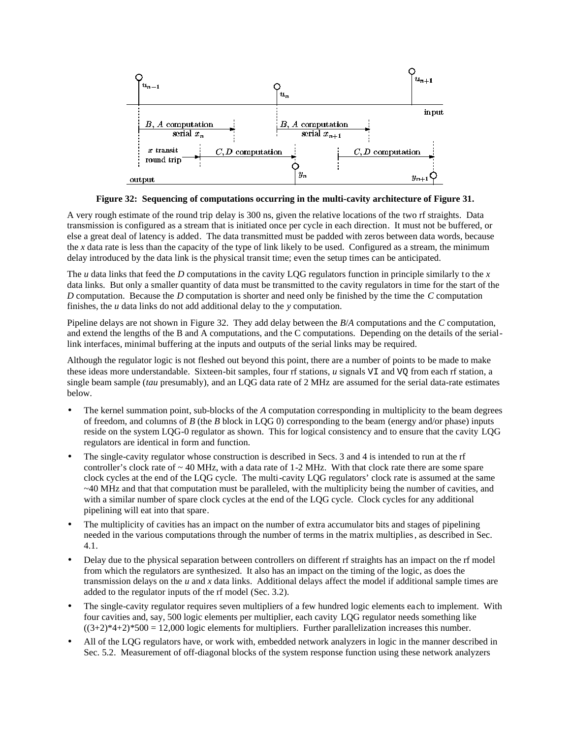**Figure 32: Sequencing of computations occurring in the multi-cavity architecture of Figure 31.**

A very rough estimate of the round trip delay is 300 ns, given the relative locations of the two rf straights. Data transmission is configured as a stream that is initiated once per cycle in each direction. It must not be buffered, or else a great deal of latency is added. The data transmitted must be padded with zeros between data words, because the *x* data rate is less than the capacity of the type of link likely to be used. Configured as a stream, the minimum delay introduced by the data link is the physical transit time; even the setup times can be anticipated.

The *u* data links that feed the *D* computations in the cavity LQG regulators function in principle similarly to the *x* data links. But only a smaller quantity of data must be transmitted to the cavity regulators in time for the start of the *D* computation. Because the *D* computation is shorter and need only be finished by the time the *C* computation finishes, the *u* data links do not add additional delay to the *y* computation.

Pipeline delays are not shown in Figure 32. They add delay between the *B*/*A* computations and the *C* computation, and extend the lengths of the B and A computations, and the C computations. Depending on the details of the serial-link interfaces, minimal buffering at the inputs and outputs of the serial links may be required.

Although the regulator logic is not fleshed out beyond this point, there are a number of points to be made to make these ideas more understandable. Sixteen-bit samples, four rf stations, *u* signals `VI` and `VQ` from each rf station, a single beam sample (*tau* presumably), and an LQG data rate of 2 MHz are assumed for the serial data-rate estimates below.

- The kernel summation point, sub-blocks of the *A* computation corresponding in multiplicity to the beam degrees of freedom, and columns of *B* (the *B* block in LQG 0) corresponding to the beam (energy and/or phase) inputs reside on the system LQG-0 regulator as shown. This for logical consistency and to ensure that the cavity LQG regulators are identical in form and function.
- The single-cavity regulator whose construction is described in Secs. 3 and 4 is intended to run at the rf controller's clock rate of ~ 40 MHz, with a data rate of 1-2 MHz. With that clock rate there are some spare clock cycles at the end of the LQG cycle. The multi-cavity LQG regulators' clock rate is assumed at the same ~40 MHz and that that computation must be paralleled, with the multiplicity being the number of cavities, and with a similar number of spare clock cycles at the end of the LQG cycle. Clock cycles for any additional pipelining will eat into that spare.
- The multiplicity of cavities has an impact on the number of extra accumulator bits and stages of pipelining needed in the various computations through the number of terms in the matrix multiplies, as described in Sec. 4.1.
- Delay due to the physical separation between controllers on different rf straights has an impact on the rf model from which the regulators are synthesized. It also has an impact on the timing of the logic, as does the transmission delays on the *u* and *x* data links. Additional delays affect the model if additional sample times are added to the regulator inputs of the rf model (Sec. 3.2).
- The single-cavity regulator requires seven multipliers of a few hundred logic elements each to implement. With four cavities and, say, 500 logic elements per multiplier, each cavity LQG regulator needs something like $((3+2)*4+2)*500 = 12{,}000$ logic elements for multipliers. Further parallelization increases this number.
- All of the LQG regulators have, or work with, embedded network analyzers in logic in the manner described in Sec. 5.2. Measurement of off-diagonal blocks of the system response function using these network analyzers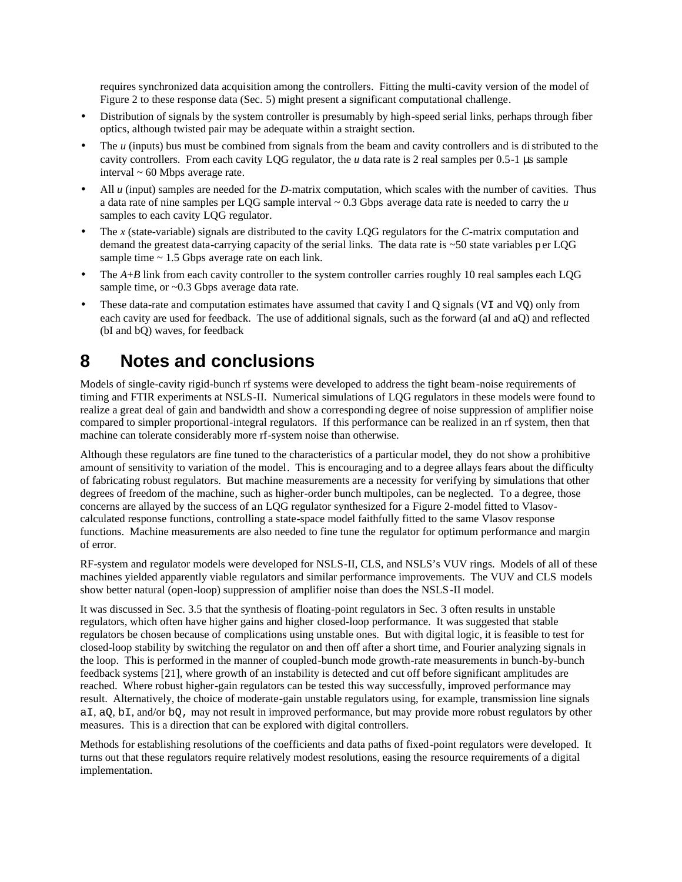requires synchronized data acquisition among the controllers. Fitting the multi-cavity version of the model of Figure 2 to these response data (Sec. 5) might present a significant computational challenge.

- Distribution of signals by the system controller is presumably by high-speed serial links, perhaps through fiber optics, although twisted pair may be adequate within a straight section.
- The *u* (inputs) bus must be combined from signals from the beam and cavity controllers and is distributed to the cavity controllers. From each cavity LQG regulator, the *u* data rate is 2 real samples per 0.5-1 μs sample interval ~ 60 Mbps average rate.
- All *u* (input) samples are needed for the *D*-matrix computation, which scales with the number of cavities. Thus a data rate of nine samples per LQG sample interval ~ 0.3 Gbps average data rate is needed to carry the *u* samples to each cavity LQG regulator.
- The *x* (state-variable) signals are distributed to the cavity LQG regulators for the *C*-matrix computation and demand the greatest data-carrying capacity of the serial links. The data rate is ~50 state variables per LQG sample time ~ 1.5 Gbps average rate on each link.
- The *A*+*B* link from each cavity controller to the system controller carries roughly 10 real samples each LQG sample time, or ~0.3 Gbps average data rate.
- These data-rate and computation estimates have assumed that cavity I and Q signals (`VI` and `VQ`) only from each cavity are used for feedback. The use of additional signals, such as the forward (aI and aQ) and reflected (bI and bQ) waves, for feedback

# 8 Notes and conclusions

Models of single-cavity rigid-bunch rf systems were developed to address the tight beam-noise requirements of timing and FTIR experiments at NSLS-II. Numerical simulations of LQG regulators in these models were found to realize a great deal of gain and bandwidth and show a corresponding degree of noise suppression of amplifier noise compared to simpler proportional-integral regulators. If this performance can be realized in an rf system, then that machine can tolerate considerably more rf-system noise than otherwise.

Although these regulators are fine tuned to the characteristics of a particular model, they do not show a prohibitive amount of sensitivity to variation of the model. This is encouraging and to a degree allays fears about the difficulty of fabricating robust regulators. But machine measurements are a necessity for verifying by simulations that other degrees of freedom of the machine, such as higher-order bunch multipoles, can be neglected. To a degree, those concerns are allayed by the success of an LQG regulator synthesized for a Figure 2-model fitted to Vlasov-calculated response functions, controlling a state-space model faithfully fitted to the same Vlasov response functions. Machine measurements are also needed to fine tune the regulator for optimum performance and margin of error.

RF-system and regulator models were developed for NSLS-II, CLS, and NSLS's VUV rings. Models of all of these machines yielded apparently viable regulators and similar performance improvements. The VUV and CLS models show better natural (open-loop) suppression of amplifier noise than does the NSLS-II model.

It was discussed in Sec. 3.5 that the synthesis of floating-point regulators in Sec. 3 often results in unstable regulators, which often have higher gains and higher closed-loop performance. It was suggested that stable regulators be chosen because of complications using unstable ones. But with digital logic, it is feasible to test for closed-loop stability by switching the regulator on and then off after a short time, and Fourier analyzing signals in the loop. This is performed in the manner of coupled-bunch mode growth-rate measurements in bunch-by-bunch feedback systems [21], where growth of an instability is detected and cut off before significant amplitudes are reached. Where robust higher-gain regulators can be tested this way successfully, improved performance may result. Alternatively, the choice of moderate-gain unstable regulators using, for example, transmission line signals `aI`, `aQ`, `bI`, and/or `bQ`, may not result in improved performance, but may provide more robust regulators by other measures. This is a direction that can be explored with digital controllers.

Methods for establishing resolutions of the coefficients and data paths of fixed-point regulators were developed. It turns out that these regulators require relatively modest resolutions, easing the resource requirements of a digital implementation.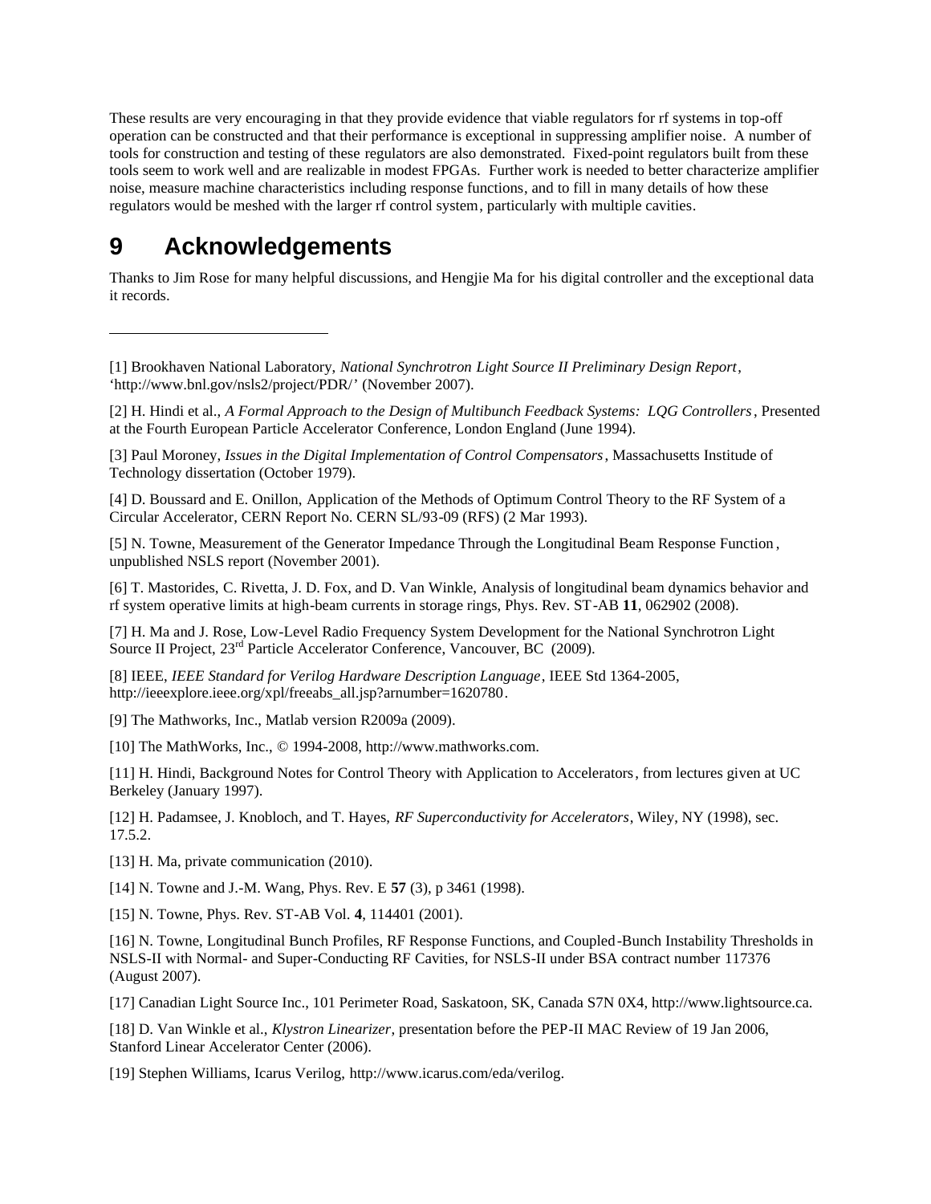These results are very encouraging in that they provide evidence that viable regulators for rf systems in top-off operation can be constructed and that their performance is exceptional in suppressing amplifier noise. A number of tools for construction and testing of these regulators are also demonstrated. Fixed-point regulators built from these tools seem to work well and are realizable in modest FPGAs. Further work is needed to better characterize amplifier noise, measure machine characteristics including response functions, and to fill in many details of how these regulators would be meshed with the larger rf control system, particularly with multiple cavities.

# 9 Acknowledgements

Thanks to Jim Rose for many helpful discussions, and Hengjie Ma for his digital controller and the exceptional data it records.

---

[1] Brookhaven National Laboratory, *National Synchrotron Light Source II Preliminary Design Report*, 'http://www.bnl.gov/nsls2/project/PDR/' (November 2007).

[2] H. Hindi et al., *A Formal Approach to the Design of Multibunch Feedback Systems: LQG Controllers*, Presented at the Fourth European Particle Accelerator Conference, London England (June 1994).

[3] Paul Moroney, *Issues in the Digital Implementation of Control Compensators*, Massachusetts Institude of Technology dissertation (October 1979).

[4] D. Boussard and E. Onillon, Application of the Methods of Optimum Control Theory to the RF System of a Circular Accelerator, CERN Report No. CERN SL/93-09 (RFS) (2 Mar 1993).

[5] N. Towne, Measurement of the Generator Impedance Through the Longitudinal Beam Response Function, unpublished NSLS report (November 2001).

[6] T. Mastorides, C. Rivetta, J. D. Fox, and D. Van Winkle, Analysis of longitudinal beam dynamics behavior and rf system operative limits at high-beam currents in storage rings, Phys. Rev. ST-AB **11**, 062902 (2008).

[7] H. Ma and J. Rose, Low-Level Radio Frequency System Development for the National Synchrotron Light Source II Project, 23rd Particle Accelerator Conference, Vancouver, BC (2009).

[8] IEEE, *IEEE Standard for Verilog Hardware Description Language*, IEEE Std 1364-2005, http://ieeexplore.ieee.org/xpl/freeabs_all.jsp?arnumber=1620780.

[9] The Mathworks, Inc., Matlab version R2009a (2009).

[10] The MathWorks, Inc., © 1994-2008, http://www.mathworks.com.

[11] H. Hindi, Background Notes for Control Theory with Application to Accelerators, from lectures given at UC Berkeley (January 1997).

[12] H. Padamsee, J. Knobloch, and T. Hayes, *RF Superconductivity for Accelerators*, Wiley, NY (1998), sec. 17.5.2.

[13] H. Ma, private communication (2010).

[14] N. Towne and J.-M. Wang, Phys. Rev. E **57** (3), p 3461 (1998).

[15] N. Towne, Phys. Rev. ST-AB Vol. **4**, 114401 (2001).

[16] N. Towne, Longitudinal Bunch Profiles, RF Response Functions, and Coupled-Bunch Instability Thresholds in NSLS-II with Normal- and Super-Conducting RF Cavities, for NSLS-II under BSA contract number 117376 (August 2007).

[17] Canadian Light Source Inc., 101 Perimeter Road, Saskatoon, SK, Canada S7N 0X4, http://www.lightsource.ca.

[18] D. Van Winkle et al., *Klystron Linearizer*, presentation before the PEP-II MAC Review of 19 Jan 2006, Stanford Linear Accelerator Center (2006).

[19] Stephen Williams, Icarus Verilog, http://www.icarus.com/eda/verilog.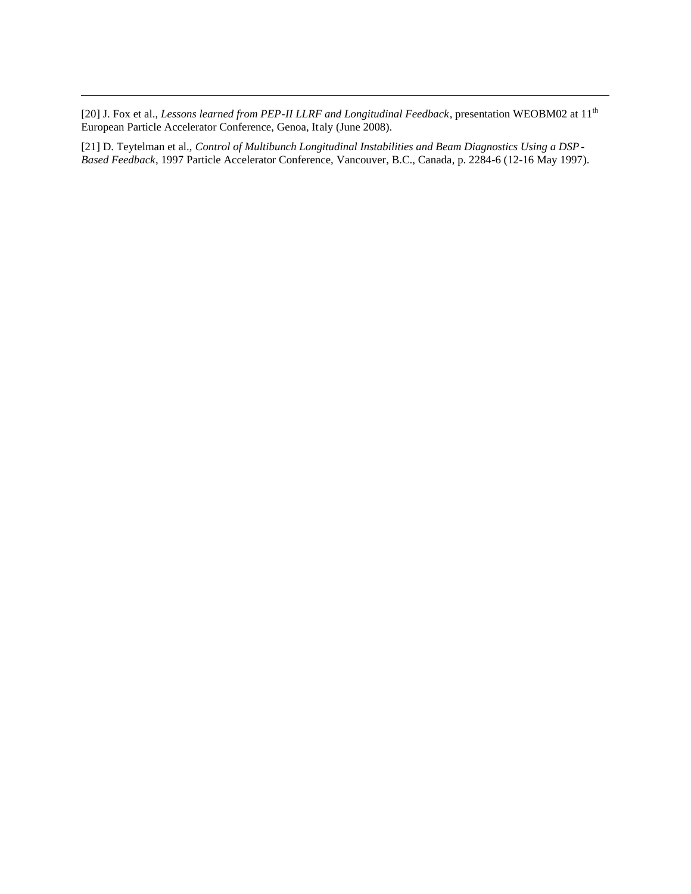[20] J. Fox et al., *Lessons learned from PEP-II LLRF and Longitudinal Feedback*, presentation WEOBM02 at 11th European Particle Accelerator Conference, Genoa, Italy (June 2008).

[21] D. Teytelman et al., *Control of Multibunch Longitudinal Instabilities and Beam Diagnostics Using a DSP-Based Feedback*, 1997 Particle Accelerator Conference, Vancouver, B.C., Canada, p. 2284-6 (12-16 May 1997).